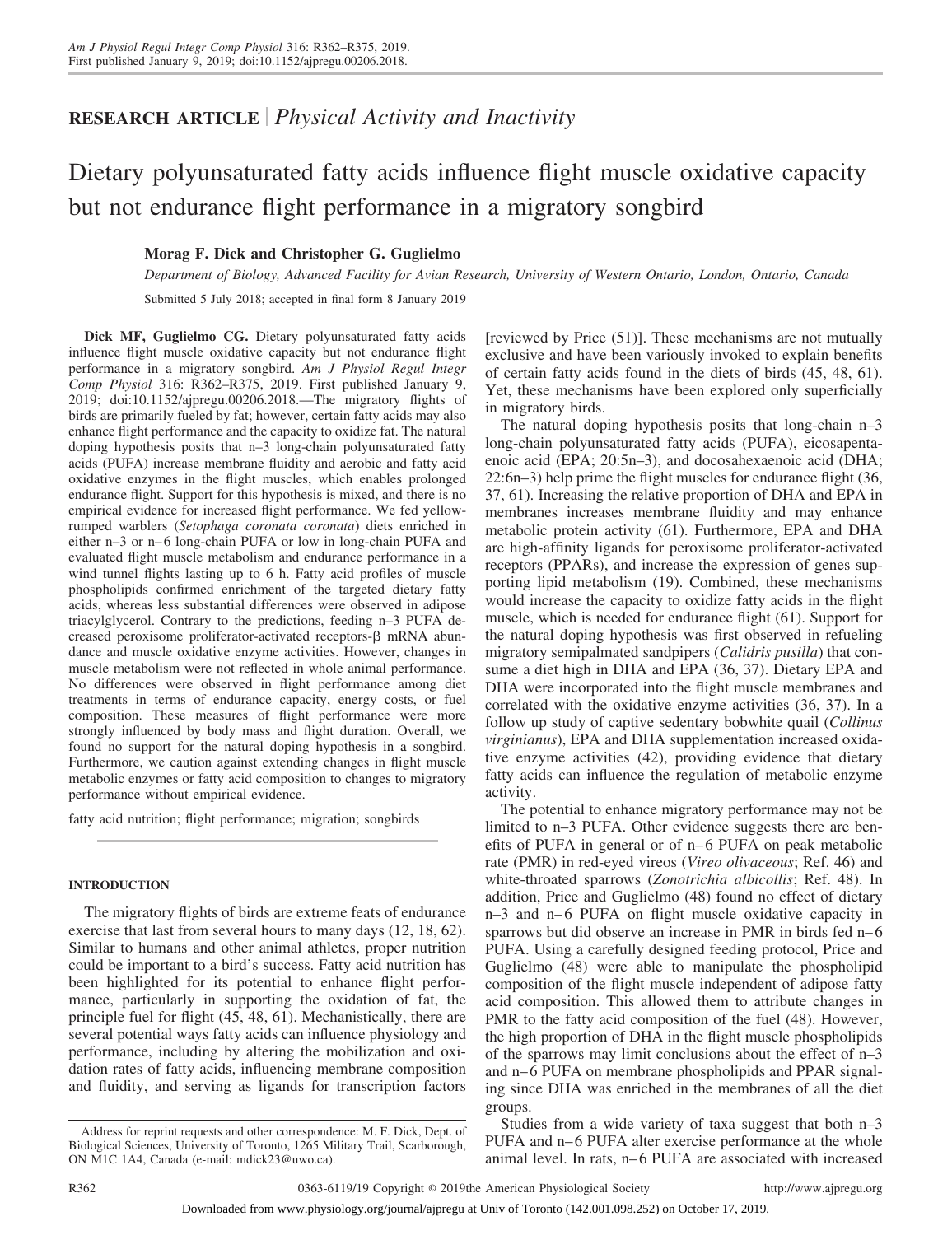**RESEARCH ARTICLE** | *Physical Activity and Inactivity*

# Dietary polyunsaturated fatty acids influence flight muscle oxidative capacity but not endurance flight performance in a migratory songbird

**Morag F. Dick and Christopher G. Guglielmo**

*Department of Biology, Advanced Facility for Avian Research, University of Western Ontario, London, Ontario, Canada*

Submitted 5 July 2018; accepted in final form 8 January 2019

**Dick MF, Guglielmo CG.** Dietary polyunsaturated fatty acids influence flight muscle oxidative capacity but not endurance flight performance in a migratory songbird. *Am J Physiol Regul Integr Comp Physiol* 316: R362–R375, 2019. First published January 9, 2019; doi:10.1152/ajpregu.00206.2018.—The migratory flights of birds are primarily fueled by fat; however, certain fatty acids may also enhance flight performance and the capacity to oxidize fat. The natural doping hypothesis posits that n–3 long-chain polyunsaturated fatty acids (PUFA) increase membrane fluidity and aerobic and fatty acid oxidative enzymes in the flight muscles, which enables prolonged endurance flight. Support for this hypothesis is mixed, and there is no empirical evidence for increased flight performance. We fed yellow-rumped warblers (*Setophaga coronata coronata*) diets enriched in either n–3 or n–6 long-chain PUFA or low in long-chain PUFA and evaluated flight muscle metabolism and endurance performance in a wind tunnel flights lasting up to 6 h. Fatty acid profiles of muscle phospholipids confirmed enrichment of the targeted dietary fatty acids, whereas less substantial differences were observed in adipose triacylglycerol. Contrary to the predictions, feeding n–3 PUFA decreased peroxisome proliferator-activated receptors-β mRNA abundance and muscle oxidative enzyme activities. However, changes in muscle metabolism were not reflected in whole animal performance. No differences were observed in flight performance among diet treatments in terms of endurance capacity, energy costs, or fuel composition. These measures of flight performance were more strongly influenced by body mass and flight duration. Overall, we found no support for the natural doping hypothesis in a songbird. Furthermore, we caution against extending changes in flight muscle metabolic enzymes or fatty acid composition to changes to migratory performance without empirical evidence.

fatty acid nutrition; flight performance; migration; songbirds

## INTRODUCTION

The migratory flights of birds are extreme feats of endurance exercise that last from several hours to many days (12, 18, 62). Similar to humans and other animal athletes, proper nutrition could be important to a bird's success. Fatty acid nutrition has been highlighted for its potential to enhance flight performance, particularly in supporting the oxidation of fat, the principle fuel for flight (45, 48, 61). Mechanistically, there are several potential ways fatty acids can influence physiology and performance, including by altering the mobilization and oxidation rates of fatty acids, influencing membrane composition and fluidity, and serving as ligands for transcription factors [reviewed by Price (51)]. These mechanisms are not mutually exclusive and have been variously invoked to explain benefits of certain fatty acids found in the diets of birds (45, 48, 61). Yet, these mechanisms have been explored only superficially in migratory birds.

The natural doping hypothesis posits that long-chain n–3 long-chain polyunsaturated fatty acids (PUFA), eicosapentaenoic acid (EPA; 20:5n–3), and docosahexaenoic acid (DHA; 22:6n–3) help prime the flight muscles for endurance flight (36, 37, 61). Increasing the relative proportion of DHA and EPA in membranes increases membrane fluidity and may enhance metabolic protein activity (61). Furthermore, EPA and DHA are high-affinity ligands for peroxisome proliferator-activated receptors (PPARs), and increase the expression of genes supporting lipid metabolism (19). Combined, these mechanisms would increase the capacity to oxidize fatty acids in the flight muscle, which is needed for endurance flight (61). Support for the natural doping hypothesis was first observed in refueling migratory semipalmated sandpipers (*Calidris pusilla*) that consume a diet high in DHA and EPA (36, 37). Dietary EPA and DHA were incorporated into the flight muscle membranes and correlated with the oxidative enzyme activities (36, 37). In a follow up study of captive sedentary bobwhite quail (*Collinus virginianus*), EPA and DHA supplementation increased oxidative enzyme activities (42), providing evidence that dietary fatty acids can influence the regulation of metabolic enzyme activity.

The potential to enhance migratory performance may not be limited to n–3 PUFA. Other evidence suggests there are benefits of PUFA in general or of n–6 PUFA on peak metabolic rate (PMR) in red-eyed vireos (*Vireo olivaceous*; Ref. 46) and white-throated sparrows (*Zonotrichia albicollis*; Ref. 48). In addition, Price and Guglielmo (48) found no effect of dietary n–3 and n–6 PUFA on flight muscle oxidative capacity in sparrows but did observe an increase in PMR in birds fed n–6 PUFA. Using a carefully designed feeding protocol, Price and Guglielmo (48) were able to manipulate the phospholipid composition of the flight muscle independent of adipose fatty acid composition. This allowed them to attribute changes in PMR to the fatty acid composition of the fuel (48). However, the high proportion of DHA in the flight muscle phospholipids of the sparrows may limit conclusions about the effect of n–3 and n–6 PUFA on membrane phospholipids and PPAR signaling since DHA was enriched in the membranes of all the diet groups.

Studies from a wide variety of taxa suggest that both n–3 PUFA and n–6 PUFA alter exercise performance at the whole animal level. In rats, n–6 PUFA are associated with increased

Address for reprint requests and other correspondence: M. F. Dick, Dept. of Biological Sciences, University of Toronto, 1265 Military Trail, Scarborough, ON M1C 1A4, Canada (e-mail: mdick23@uwo.ca).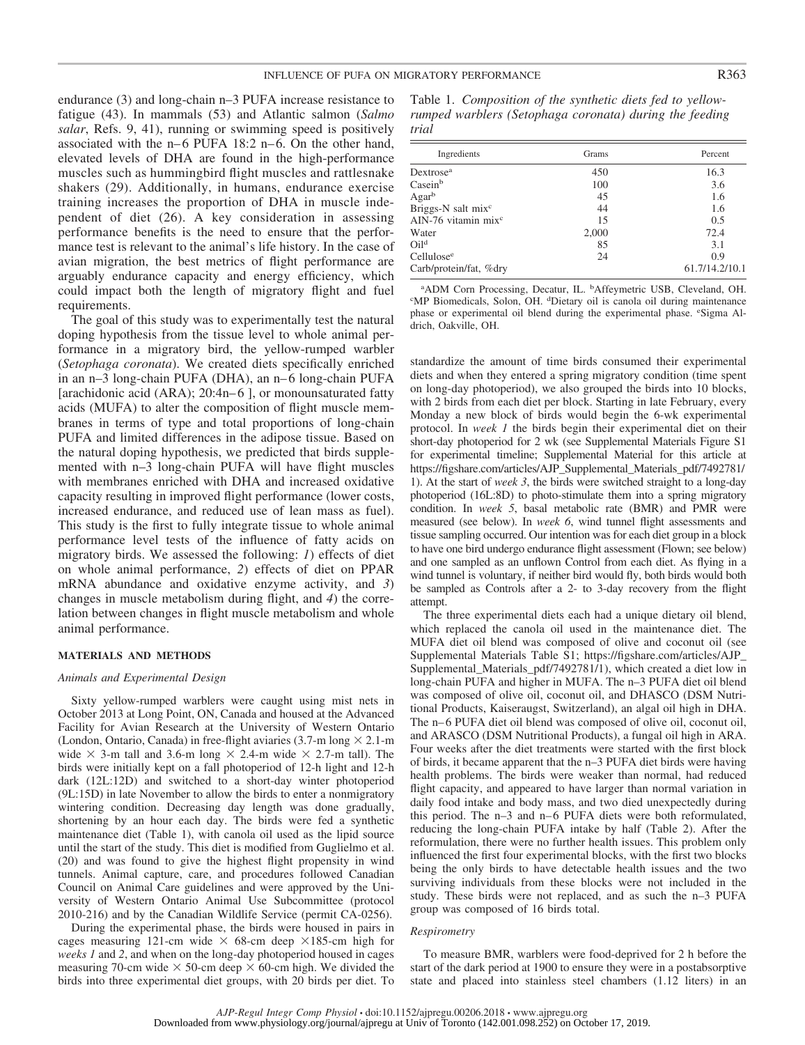endurance (3) and long-chain n–3 PUFA increase resistance to fatigue (43). In mammals (53) and Atlantic salmon (*Salmo salar*, Refs. 9, 41), running or swimming speed is positively associated with the n–6 PUFA 18:2 n–6. On the other hand, elevated levels of DHA are found in the high-performance muscles such as hummingbird flight muscles and rattlesnake shakers (29). Additionally, in humans, endurance exercise training increases the proportion of DHA in muscle independent of diet (26). A key consideration in assessing performance benefits is the need to ensure that the performance test is relevant to the animal's life history. In the case of avian migration, the best metrics of flight performance are arguably endurance capacity and energy efficiency, which could impact both the length of migratory flight and fuel requirements.

The goal of this study was to experimentally test the natural doping hypothesis from the tissue level to whole animal performance in a migratory bird, the yellow-rumped warbler (*Setophaga coronata*). We created diets specifically enriched in an n–3 long-chain PUFA (DHA), an n–6 long-chain PUFA [arachidonic acid (ARA); 20:4n–6 ], or monounsaturated fatty acids (MUFA) to alter the composition of flight muscle membranes in terms of type and total proportions of long-chain PUFA and limited differences in the adipose tissue. Based on the natural doping hypothesis, we predicted that birds supplemented with n–3 long-chain PUFA will have flight muscles with membranes enriched with DHA and increased oxidative capacity resulting in improved flight performance (lower costs, increased endurance, and reduced use of lean mass as fuel). This study is the first to fully integrate tissue to whole animal performance level tests of the influence of fatty acids on migratory birds. We assessed the following: *1*) effects of diet on whole animal performance, *2*) effects of diet on PPAR mRNA abundance and oxidative enzyme activity, and *3*) changes in muscle metabolism during flight, and *4*) the correlation between changes in flight muscle metabolism and whole animal performance.

## MATERIALS AND METHODS

### *Animals and Experimental Design*

Sixty yellow-rumped warblers were caught using mist nets in October 2013 at Long Point, ON, Canada and housed at the Advanced Facility for Avian Research at the University of Western Ontario (London, Ontario, Canada) in free-flight aviaries (3.7-m long × 2.1-m wide × 3-m tall and 3.6-m long × 2.4-m wide × 2.7-m tall). The birds were initially kept on a fall photoperiod of 12-h light and 12-h dark (12L:12D) and switched to a short-day winter photoperiod (9L:15D) in late November to allow the birds to enter a nonmigratory wintering condition. Decreasing day length was done gradually, shortening by an hour each day. The birds were fed a synthetic maintenance diet (Table 1), with canola oil used as the lipid source until the start of the study. This diet is modified from Guglielmo et al. (20) and was found to give the highest flight propensity in wind tunnels. Animal capture, care, and procedures followed Canadian Council on Animal Care guidelines and were approved by the University of Western Ontario Animal Use Subcommittee (protocol 2010-216) and by the Canadian Wildlife Service (permit CA-0256).

During the experimental phase, the birds were housed in pairs in cages measuring 121-cm wide × 68-cm deep ×185-cm high for *weeks 1* and *2*, and when on the long-day photoperiod housed in cages measuring 70-cm wide × 50-cm deep × 60-cm high. We divided the birds into three experimental diet groups, with 20 birds per diet. To standardize the amount of time birds consumed their experimental diets and when they entered a spring migratory condition (time spent on long-day photoperiod), we also grouped the birds into 10 blocks, with 2 birds from each diet per block. Starting in late February, every Monday a new block of birds would begin the 6-wk experimental protocol. In *week 1* the birds begin their experimental diet on their short-day photoperiod for 2 wk (see Supplemental Materials Figure S1 for experimental timeline; Supplemental Material for this article at https://figshare.com/articles/AJP_Supplemental_Materials_pdf/7492781/1). At the start of *week 3*, the birds were switched straight to a long-day photoperiod (16L:8D) to photo-stimulate them into a spring migratory condition. In *week 5*, basal metabolic rate (BMR) and PMR were measured (see below). In *week 6*, wind tunnel flight assessments and tissue sampling occurred. Our intention was for each diet group in a block to have one bird undergo endurance flight assessment (Flown; see below) and one sampled as an unflown Control from each diet. As flying in a wind tunnel is voluntary, if neither bird would fly, both birds would both be sampled as Controls after a 2- to 3-day recovery from the flight attempt.

Table 1. *Composition of the synthetic diets fed to yellow-rumped warblers (Setophaga coronata) during the feeding trial*

| Ingredients | Grams | Percent |
|---|---|---|
| Dextrose[a] | 450 | 16.3 |
| Casein[b] | 100 | 3.6 |
| Agar[b] | 45 | 1.6 |
| Briggs-N salt mix[c] | 44 | 1.6 |
| AIN-76 vitamin mix[c] | 15 | 0.5 |
| Water | 2,000 | 72.4 |
| Oil[d] | 85 | 3.1 |
| Cellulose[e] | 24 | 0.9 |
| Carb/protein/fat, %dry | | 61.7/14.2/10.1 |

[a]ADM Corn Processing, Decatur, IL. [b]Affeymetric USB, Cleveland, OH. [c]MP Biomedicals, Solon, OH. [d]Dietary oil is canola oil during maintenance phase or experimental oil blend during the experimental phase. [e]Sigma Aldrich, Oakville, OH.

The three experimental diets each had a unique dietary oil blend, which replaced the canola oil used in the maintenance diet. The MUFA diet oil blend was composed of olive and coconut oil (see Supplemental Materials Table S1; https://figshare.com/articles/AJP_Supplemental_Materials_pdf/7492781/1), which created a diet low in long-chain PUFA and higher in MUFA. The n–3 PUFA diet oil blend was composed of olive oil, coconut oil, and DHASCO (DSM Nutritional Products, Kaiseraugst, Switzerland), an algal oil high in DHA. The n–6 PUFA diet oil blend was composed of olive oil, coconut oil, and ARASCO (DSM Nutritional Products), a fungal oil high in ARA. Four weeks after the diet treatments were started with the first block of birds, it became apparent that the n–3 PUFA diet birds were having health problems. The birds were weaker than normal, had reduced flight capacity, and appeared to have larger than normal variation in daily food intake and body mass, and two died unexpectedly during this period. The n–3 and n–6 PUFA diets were both reformulated, reducing the long-chain PUFA intake by half (Table 2). After the reformulation, there were no further health issues. This problem only influenced the first four experimental blocks, with the first two blocks being the only birds to have detectable health issues and the two surviving individuals from these blocks were not included in the study. These birds were not replaced, and as such the n–3 PUFA group was composed of 16 birds total.

### *Respirometry*

To measure BMR, warblers were food-deprived for 2 h before the start of the dark period at 1900 to ensure they were in a postabsorptive state and placed into stainless steel chambers (1.12 liters) in an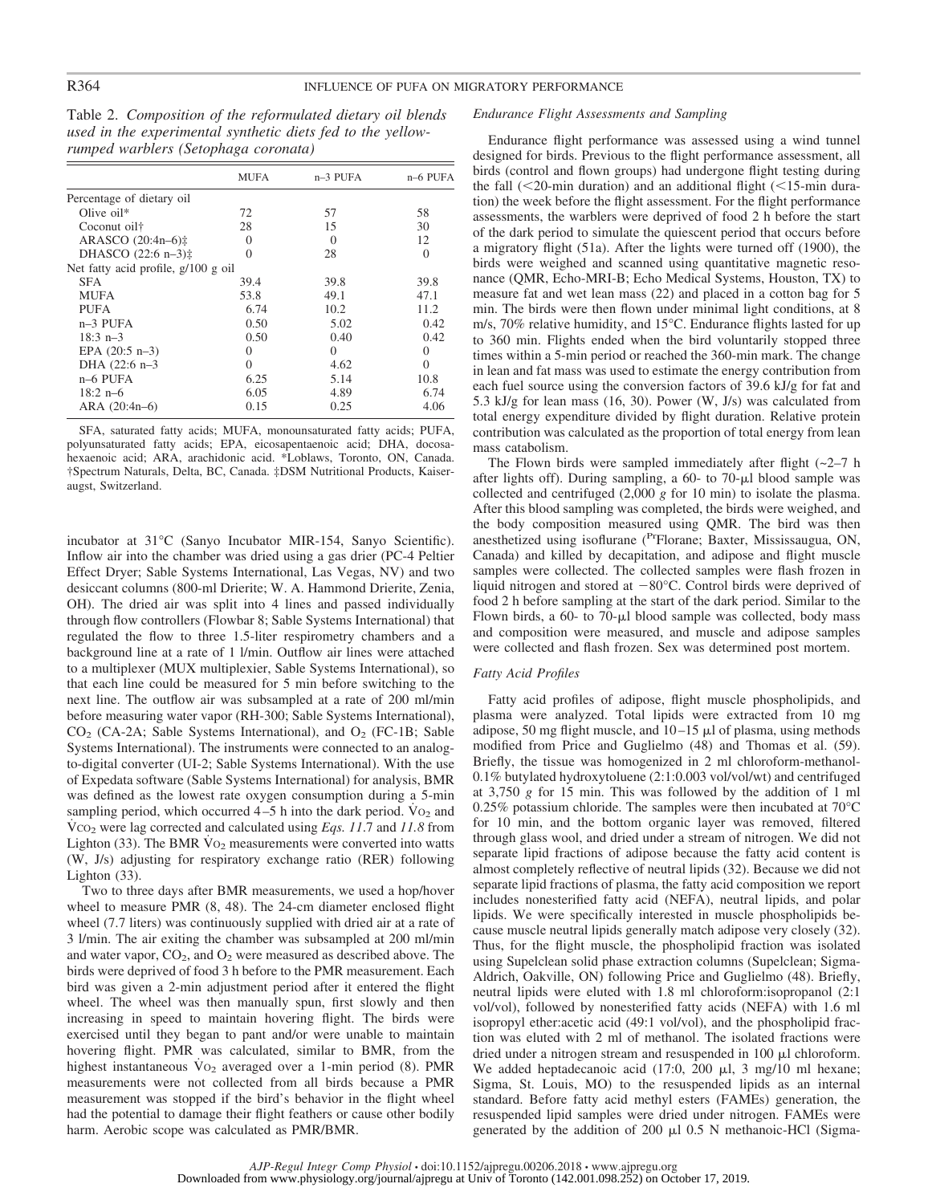Table 2. *Composition of the reformulated dietary oil blends used in the experimental synthetic diets fed to the yellow-rumped warblers (Setophaga coronata)*

| | MUFA | n–3 PUFA | n–6 PUFA |
|---|---|---|---|
| Percentage of dietary oil | | | |
| Olive oil* | 72 | 57 | 58 |
| Coconut oil† | 28 | 15 | 30 |
| ARASCO (20:4n–6)‡ | 0 | 0 | 12 |
| DHASCO (22:6 n–3)‡ | 0 | 28 | 0 |
| Net fatty acid profile, g/100 g oil | | | |
| SFA | 39.4 | 39.8 | 39.8 |
| MUFA | 53.8 | 49.1 | 47.1 |
| PUFA | 6.74 | 10.2 | 11.2 |
| n–3 PUFA | 0.50 | 5.02 | 0.42 |
| 18:3 n–3 | 0.50 | 0.40 | 0.42 |
| EPA (20:5 n–3) | 0 | 0 | 0 |
| DHA (22:6 n–3 | 0 | 4.62 | 0 |
| n–6 PUFA | 6.25 | 5.14 | 10.8 |
| 18:2 n–6 | 6.05 | 4.89 | 6.74 |
| ARA (20:4n–6) | 0.15 | 0.25 | 4.06 |

SFA, saturated fatty acids; MUFA, monounsaturated fatty acids; PUFA, polyunsaturated fatty acids; EPA, eicosapentaenoic acid; DHA, docosahexaenoic acid; ARA, arachidonic acid. *Loblaws, Toronto, ON, Canada. †Spectrum Naturals, Delta, BC, Canada. ‡DSM Nutritional Products, Kaiseraugst, Switzerland.

incubator at 31°C (Sanyo Incubator MIR-154, Sanyo Scientific). Inflow air into the chamber was dried using a gas drier (PC-4 Peltier Effect Dryer; Sable Systems International, Las Vegas, NV) and two desiccant columns (800-ml Drierite; W. A. Hammond Drierite, Zenia, OH). The dried air was split into 4 lines and passed individually through flow controllers (Flowbar 8; Sable Systems International) that regulated the flow to three 1.5-liter respirometry chambers and a background line at a rate of 1 l/min. Outflow air lines were attached to a multiplexer (MUX multiplexier, Sable Systems International), so that each line could be measured for 5 min before switching to the next line. The outflow air was subsampled at a rate of 200 ml/min before measuring water vapor (RH-300; Sable Systems International), $CO_2$ (CA-2A; Sable Systems International), and $O_2$ (FC-1B; Sable Systems International). The instruments were connected to an analog-to-digital converter (UI-2; Sable Systems International). With the use of Expedata software (Sable Systems International) for analysis, BMR was defined as the lowest rate oxygen consumption during a 5-min sampling period, which occurred 4–5 h into the dark period. $\dot{V}O_2$ and $\dot{V}CO_2$ were lag corrected and calculated using *Eqs. 11.7* and *11.8* from Lighton (33). The BMR $\dot{V}O_2$ measurements were converted into watts (W, J/s) adjusting for respiratory exchange ratio (RER) following Lighton (33).

Two to three days after BMR measurements, we used a hop/hover wheel to measure PMR (8, 48). The 24-cm diameter enclosed flight wheel (7.7 liters) was continuously supplied with dried air at a rate of 3 l/min. The air exiting the chamber was subsampled at 200 ml/min and water vapor, $CO_2$, and $O_2$ were measured as described above. The birds were deprived of food 3 h before to the PMR measurement. Each bird was given a 2-min adjustment period after it entered the flight wheel. The wheel was then manually spun, first slowly and then increasing in speed to maintain hovering flight. The birds were exercised until they began to pant and/or were unable to maintain hovering flight. PMR was calculated, similar to BMR, from the highest instantaneous $\dot{V}O_2$ averaged over a 1-min period (8). PMR measurements were not collected from all birds because a PMR measurement was stopped if the bird's behavior in the flight wheel had the potential to damage their flight feathers or cause other bodily harm. Aerobic scope was calculated as PMR/BMR.

*Endurance Flight Assessments and Sampling*

Endurance flight performance was assessed using a wind tunnel designed for birds. Previous to the flight performance assessment, all birds (control and flown groups) had undergone flight testing during the fall (<20-min duration) and an additional flight (<15-min duration) the week before the flight assessment. For the flight performance assessments, the warblers were deprived of food 2 h before the start of the dark period to simulate the quiescent period that occurs before a migratory flight (51a). After the lights were turned off (1900), the birds were weighed and scanned using quantitative magnetic resonance (QMR, Echo-MRI-B; Echo Medical Systems, Houston, TX) to measure fat and wet lean mass (22) and placed in a cotton bag for 5 min. The birds were then flown under minimal light conditions, at 8 m/s, 70% relative humidity, and 15°C. Endurance flights lasted for up to 360 min. Flights ended when the bird voluntarily stopped three times within a 5-min period or reached the 360-min mark. The change in lean and fat mass was used to estimate the energy contribution from each fuel source using the conversion factors of 39.6 kJ/g for fat and 5.3 kJ/g for lean mass (16, 30). Power (W, J/s) was calculated from total energy expenditure divided by flight duration. Relative protein contribution was calculated as the proportion of total energy from lean mass catabolism.

The Flown birds were sampled immediately after flight (~2–7 h after lights off). During sampling, a 60- to 70-μl blood sample was collected and centrifuged (2,000 *g* for 10 min) to isolate the plasma. After this blood sampling was completed, the birds were weighed, and the body composition measured using QMR. The bird was then anesthetized using isoflurane ([Pr]Florane; Baxter, Mississaugua, ON, Canada) and killed by decapitation, and adipose and flight muscle samples were collected. The collected samples were flash frozen in liquid nitrogen and stored at −80°C. Control birds were deprived of food 2 h before sampling at the start of the dark period. Similar to the Flown birds, a 60- to 70-μl blood sample was collected, body mass and composition were measured, and muscle and adipose samples were collected and flash frozen. Sex was determined post mortem.

*Fatty Acid Profiles*

Fatty acid profiles of adipose, flight muscle phospholipids, and plasma were analyzed. Total lipids were extracted from 10 mg adipose, 50 mg flight muscle, and 10–15 μl of plasma, using methods modified from Price and Guglielmo (48) and Thomas et al. (59). Briefly, the tissue was homogenized in 2 ml chloroform-methanol-0.1% butylated hydroxytoluene (2:1:0.003 vol/vol/wt) and centrifuged at 3,750 *g* for 15 min. This was followed by the addition of 1 ml 0.25% potassium chloride. The samples were then incubated at 70°C for 10 min, and the bottom organic layer was removed, filtered through glass wool, and dried under a stream of nitrogen. We did not separate lipid fractions of adipose because the fatty acid content is almost completely reflective of neutral lipids (32). Because we did not separate lipid fractions of plasma, the fatty acid composition we report includes nonesterified fatty acid (NEFA), neutral lipids, and polar lipids. We were specifically interested in muscle phospholipids because muscle neutral lipids generally match adipose very closely (32). Thus, for the flight muscle, the phospholipid fraction was isolated using Supelclean solid phase extraction columns (Supelclean; Sigma-Aldrich, Oakville, ON) following Price and Guglielmo (48). Briefly, neutral lipids were eluted with 1.8 ml chloroform:isopropanol (2:1 vol/vol), followed by nonesterified fatty acids (NEFA) with 1.6 ml isopropyl ether:acetic acid (49:1 vol/vol), and the phospholipid fraction was eluted with 2 ml of methanol. The isolated fractions were dried under a nitrogen stream and resuspended in 100 μl chloroform. We added heptadecanoic acid (17:0, 200 μl, 3 mg/10 ml hexane; Sigma, St. Louis, MO) to the resuspended lipids as an internal standard. Before fatty acid methyl esters (FAMEs) generation, the resuspended lipid samples were dried under nitrogen. FAMEs were generated by the addition of 200 μl 0.5 N methanoic-HCl (Sigma-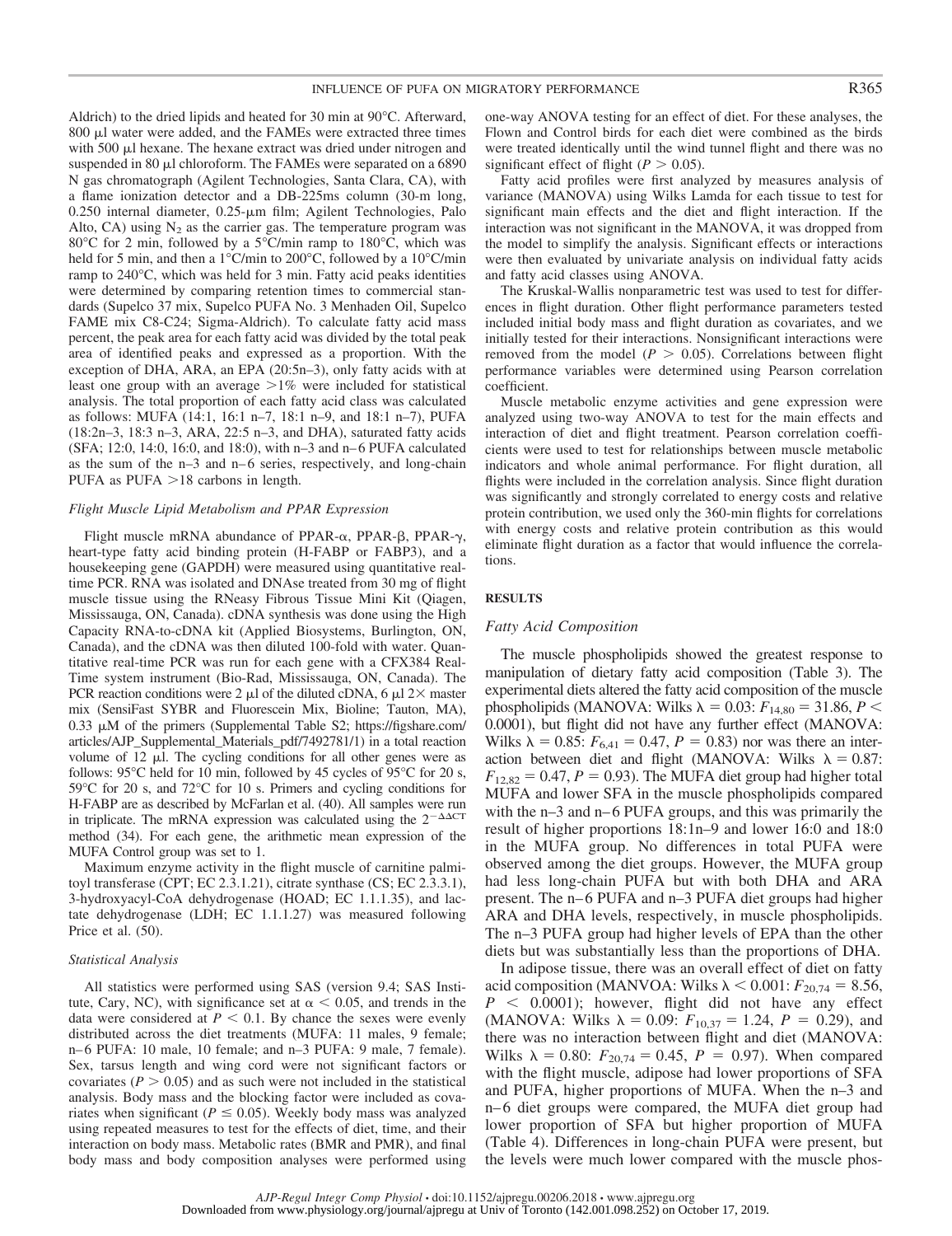Aldrich) to the dried lipids and heated for 30 min at 90°C. Afterward, 800 μl water were added, and the FAMEs were extracted three times with 500 μl hexane. The hexane extract was dried under nitrogen and suspended in 80 μl chloroform. The FAMEs were separated on a 6890 N gas chromatograph (Agilent Technologies, Santa Clara, CA), with a flame ionization detector and a DB-225ms column (30-m long, 0.250 internal diameter, 0.25-μm film; Agilent Technologies, Palo Alto, CA) using $N_2$ as the carrier gas. The temperature program was 80°C for 2 min, followed by a 5°C/min ramp to 180°C, which was held for 5 min, and then a 1°C/min to 200°C, followed by a 10°C/min ramp to 240°C, which was held for 3 min. Fatty acid peaks identities were determined by comparing retention times to commercial standards (Supelco 37 mix, Supelco PUFA No. 3 Menhaden Oil, Supelco FAME mix C8-C24; Sigma-Aldrich). To calculate fatty acid mass percent, the peak area for each fatty acid was divided by the total peak area of identified peaks and expressed as a proportion. With the exception of DHA, ARA, an EPA (20:5n–3), only fatty acids with at least one group with an average >1% were included for statistical analysis. The total proportion of each fatty acid class was calculated as follows: MUFA (14:1, 16:1 n–7, 18:1 n–9, and 18:1 n–7), PUFA (18:2n–3, 18:3 n–3, ARA, 22:5 n–3, and DHA), saturated fatty acids (SFA; 12:0, 14:0, 16:0, and 18:0), with n–3 and n–6 PUFA calculated as the sum of the n–3 and n–6 series, respectively, and long-chain PUFA as PUFA >18 carbons in length.

### Flight Muscle Lipid Metabolism and PPAR Expression

Flight muscle mRNA abundance of PPAR-α, PPAR-β, PPAR-γ, heart-type fatty acid binding protein (H-FABP or FABP3), and a housekeeping gene (GAPDH) were measured using quantitative real-time PCR. RNA was isolated and DNAse treated from 30 mg of flight muscle tissue using the RNeasy Fibrous Tissue Mini Kit (Qiagen, Mississauga, ON, Canada). cDNA synthesis was done using the High Capacity RNA-to-cDNA kit (Applied Biosystems, Burlington, ON, Canada), and the cDNA was then diluted 100-fold with water. Quantitative real-time PCR was run for each gene with a CFX384 Real-Time system instrument (Bio-Rad, Mississauga, ON, Canada). The PCR reaction conditions were 2 μl of the diluted cDNA, 6 μl 2× master mix (SensiFast SYBR and Fluorescein Mix, Bioline; Tauton, MA), 0.33 μM of the primers (Supplemental Table S2; https://figshare.com/articles/AJP_Supplemental_Materials_pdf/7492781/1) in a total reaction volume of 12 μl. The cycling conditions for all other genes were as follows: 95°C held for 10 min, followed by 45 cycles of 95°C for 20 s, 59°C for 20 s, and 72°C for 10 s. Primers and cycling conditions for H-FABP are as described by McFarlan et al. (40). All samples were run in triplicate. The mRNA expression was calculated using the $2^{-\Delta\Delta CT}$ method (34). For each gene, the arithmetic mean expression of the MUFA Control group was set to 1.

Maximum enzyme activity in the flight muscle of carnitine palmitoyl transferase (CPT; EC 2.3.1.21), citrate synthase (CS; EC 2.3.3.1), 3-hydroxyacyl-CoA dehydrogenase (HOAD; EC 1.1.1.35), and lactate dehydrogenase (LDH; EC 1.1.1.27) was measured following Price et al. (50).

### Statistical Analysis

All statistics were performed using SAS (version 9.4; SAS Institute, Cary, NC), with significance set at $\alpha < 0.05$, and trends in the data were considered at $P < 0.1$. By chance the sexes were evenly distributed across the diet treatments (MUFA: 11 males, 9 female; n–6 PUFA: 10 male, 10 female; and n–3 PUFA: 9 male, 7 female). Sex, tarsus length and wing cord were not significant factors or covariates ($P > 0.05$) and as such were not included in the statistical analysis. Body mass and the blocking factor were included as covariates when significant ($P \leq 0.05$). Weekly body mass was analyzed using repeated measures to test for the effects of diet, time, and their interaction on body mass. Metabolic rates (BMR and PMR), and final body mass and body composition analyses were performed using one-way ANOVA testing for an effect of diet. For these analyses, the Flown and Control birds for each diet were combined as the birds were treated identically until the wind tunnel flight and there was no significant effect of flight ($P > 0.05$).

Fatty acid profiles were first analyzed by measures analysis of variance (MANOVA) using Wilks Lamda for each tissue to test for significant main effects and the diet and flight interaction. If the interaction was not significant in the MANOVA, it was dropped from the model to simplify the analysis. Significant effects or interactions were then evaluated by univariate analysis on individual fatty acids and fatty acid classes using ANOVA.

The Kruskal-Wallis nonparametric test was used to test for differences in flight duration. Other flight performance parameters tested included initial body mass and flight duration as covariates, and we initially tested for their interactions. Nonsignificant interactions were removed from the model ($P > 0.05$). Correlations between flight performance variables were determined using Pearson correlation coefficient.

Muscle metabolic enzyme activities and gene expression were analyzed using two-way ANOVA to test for the main effects and interaction of diet and flight treatment. Pearson correlation coefficients were used to test for relationships between muscle metabolic indicators and whole animal performance. For flight duration, all flights were included in the correlation analysis. Since flight duration was significantly and strongly correlated to energy costs and relative protein contribution, we used only the 360-min flights for correlations with energy costs and relative protein contribution as this would eliminate flight duration as a factor that would influence the correlations.

## RESULTS

### Fatty Acid Composition

The muscle phospholipids showed the greatest response to manipulation of dietary fatty acid composition (Table 3). The experimental diets altered the fatty acid composition of the muscle phospholipids (MANOVA: Wilks $\lambda = 0.03$: $F_{14,80} = 31.86$, $P < 0.0001$), but flight did not have any further effect (MANOVA: Wilks $\lambda = 0.85$: $F_{6,41} = 0.47$, $P = 0.83$) nor was there an interaction between diet and flight (MANOVA: Wilks $\lambda = 0.87$: $F_{12,82} = 0.47$, $P = 0.93$). The MUFA diet group had higher total MUFA and lower SFA in the muscle phospholipids compared with the n–3 and n–6 PUFA groups, and this was primarily the result of higher proportions 18:1n–9 and lower 16:0 and 18:0 in the MUFA group. No differences in total PUFA were observed among the diet groups. However, the MUFA group had less long-chain PUFA but with both DHA and ARA present. The n–6 PUFA and n–3 PUFA diet groups had higher ARA and DHA levels, respectively, in muscle phospholipids. The n–3 PUFA group had higher levels of EPA than the other diets but was substantially less than the proportions of DHA.

In adipose tissue, there was an overall effect of diet on fatty acid composition (MANVOA: Wilks $\lambda < 0.001$: $F_{20,74} = 8.56$, $P < 0.0001$); however, flight did not have any effect (MANOVA: Wilks $\lambda = 0.09$: $F_{10,37} = 1.24$, $P = 0.29$), and there was no interaction between flight and diet (MANOVA: Wilks $\lambda = 0.80$: $F_{20,74} = 0.45$, $P = 0.97$). When compared with the flight muscle, adipose had lower proportions of SFA and PUFA, higher proportions of MUFA. When the n–3 and n–6 diet groups were compared, the MUFA diet group had lower proportion of SFA but higher proportion of MUFA (Table 4). Differences in long-chain PUFA were present, but the levels were much lower compared with the muscle phos-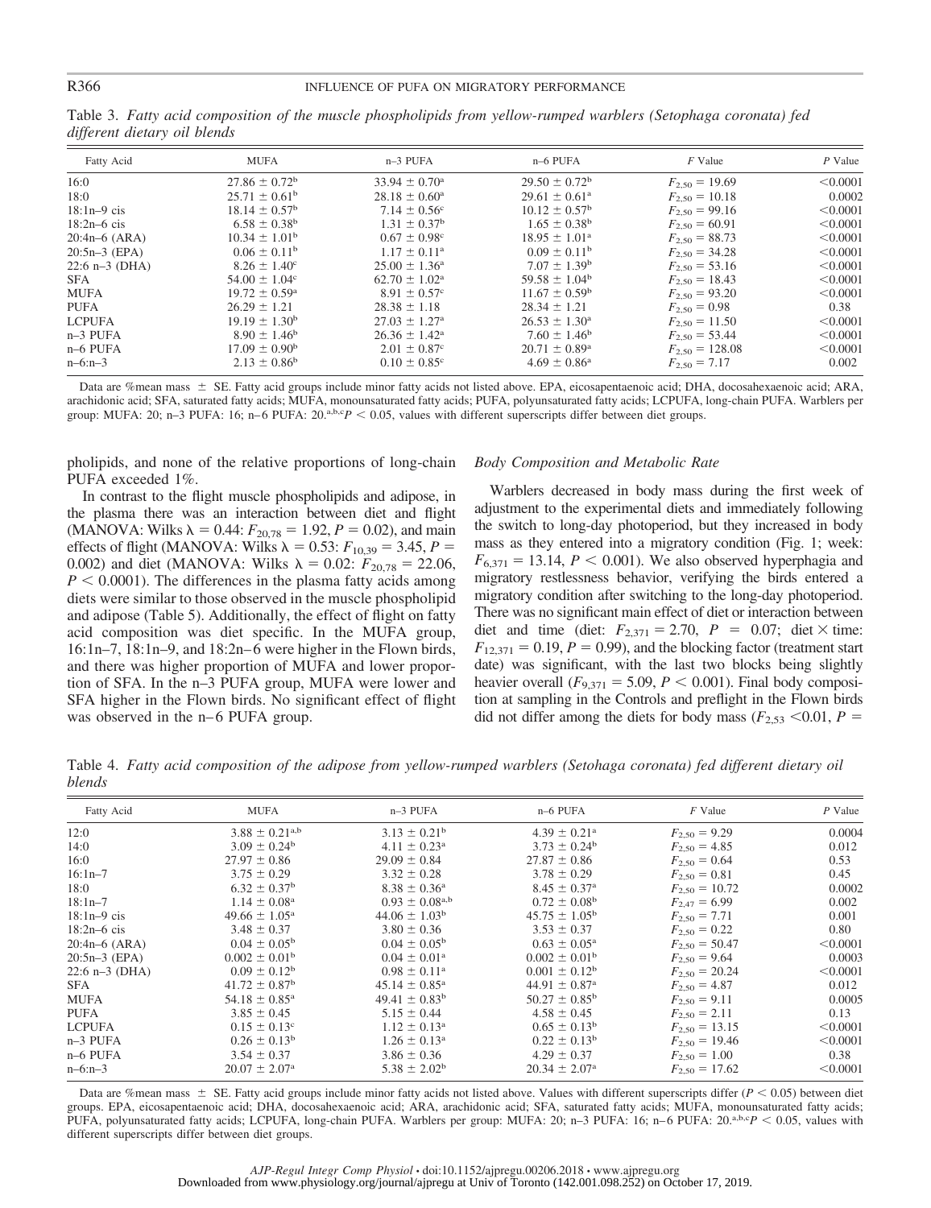Table 3. *Fatty acid composition of the muscle phospholipids from yellow-rumped warblers (Setophaga coronata) fed different dietary oil blends*

| Fatty Acid | MUFA | n–3 PUFA | n–6 PUFA | *F* Value | *P* Value |
|---|---|---|---|---|---|
| 16:0 | $27.86 \pm 0.72^{b}$ | $33.94 \pm 0.70^{a}$ | $29.50 \pm 0.72^{b}$ | $F_{2,50} = 19.69$ | <0.0001 |
| 18:0 | $25.71 \pm 0.61^{b}$ | $28.18 \pm 0.60^{a}$ | $29.61 \pm 0.61^{a}$ | $F_{2,50} = 10.18$ | 0.0002 |
| 18:1n–9 cis | $18.14 \pm 0.57^{a}$ | $7.14 \pm 0.56^{c}$ | $10.12 \pm 0.57^{b}$ | $F_{2,50} = 99.16$ | <0.0001 |
| 18:2n–6 cis | $6.58 \pm 0.38^{b}$ | $1.31 \pm 0.37^{b}$ | $1.65 \pm 0.38^{b}$ | $F_{2,50} = 60.91$ | <0.0001 |
| 20:4n–6 (ARA) | $10.34 \pm 1.01^{b}$ | $0.67 \pm 0.98^{c}$ | $18.95 \pm 1.01^{a}$ | $F_{2,50} = 88.73$ | <0.0001 |
| 20:5n–3 (EPA) | $0.06 \pm 0.11^{b}$ | $1.17 \pm 0.11^{a}$ | $0.09 \pm 0.11^{b}$ | $F_{2,50} = 34.28$ | <0.0001 |
| 22:6 n–3 (DHA) | $8.26 \pm 1.40^{c}$ | $25.00 \pm 1.36^{a}$ | $7.07 \pm 1.39^{b}$ | $F_{2,50} = 53.16$ | <0.0001 |
| SFA | $54.00 \pm 1.04^{c}$ | $62.70 \pm 1.02^{a}$ | $59.58 \pm 1.04^{b}$ | $F_{2,50} = 18.43$ | <0.0001 |
| MUFA | $19.72 \pm 0.59^{a}$ | $8.91 \pm 0.57^{c}$ | $11.67 \pm 0.59^{b}$ | $F_{2,50} = 93.20$ | <0.0001 |
| PUFA | $26.29 \pm 1.21$ | $28.38 \pm 1.18$ | $28.34 \pm 1.21$ | $F_{2,50} = 0.98$ | 0.38 |
| LCPUFA | $19.19 \pm 1.30^{b}$ | $27.03 \pm 1.27^{a}$ | $26.53 \pm 1.30^{a}$ | $F_{2,50} = 11.50$ | <0.0001 |
| n–3 PUFA | $8.90 \pm 1.46^{b}$ | $26.36 \pm 1.42^{a}$ | $7.60 \pm 1.46^{b}$ | $F_{2,50} = 53.44$ | <0.0001 |
| n–6 PUFA | $17.09 \pm 0.90^{b}$ | $2.01 \pm 0.87^{c}$ | $20.71 \pm 0.89^{a}$ | $F_{2,50} = 128.08$ | <0.0001 |
| n–6:n–3 | $2.13 \pm 0.86^{b}$ | $0.10 \pm 0.85^{c}$ | $4.69 \pm 0.86^{a}$ | $F_{2,50} = 7.17$ | 0.002 |

Data are %mean mass ± SE. Fatty acid groups include minor fatty acids not listed above. EPA, eicosapentaenoic acid; DHA, docosahexaenoic acid; ARA, arachidonic acid; SFA, saturated fatty acids; MUFA, monounsaturated fatty acids; PUFA, polyunsaturated fatty acids; LCPUFA, long-chain PUFA. Warblers per group: MUFA: 20; n–3 PUFA: 16; n–6 PUFA: 20.[a,b,c]$P < 0.05$, values with different superscripts differ between diet groups.

pholipids, and none of the relative proportions of long-chain PUFA exceeded 1%.

In contrast to the flight muscle phospholipids and adipose, in the plasma there was an interaction between diet and flight (MANOVA: Wilks $\lambda = 0.44$: $F_{20,78} = 1.92$, $P = 0.02$), and main effects of flight (MANOVA: Wilks $\lambda = 0.53$: $F_{10,39} = 3.45$, $P = 0.002$) and diet (MANOVA: Wilks $\lambda = 0.02$: $F_{20,78} = 22.06$, $P < 0.0001$). The differences in the plasma fatty acids among diets were similar to those observed in the muscle phospholipid and adipose (Table 5). Additionally, the effect of flight on fatty acid composition was diet specific. In the MUFA group, 16:1n–7, 18:1n–9, and 18:2n–6 were higher in the Flown birds, and there was higher proportion of MUFA and lower proportion of SFA. In the n–3 PUFA group, MUFA were lower and SFA higher in the Flown birds. No significant effect of flight was observed in the n–6 PUFA group.

### *Body Composition and Metabolic Rate*

Warblers decreased in body mass during the first week of adjustment to the experimental diets and immediately following the switch to long-day photoperiod, but they increased in body mass as they entered into a migratory condition (Fig. 1; week: $F_{6,371} = 13.14$, $P < 0.001$). We also observed hyperphagia and migratory restlessness behavior, verifying the birds entered a migratory condition after switching to the long-day photoperiod. There was no significant main effect of diet or interaction between diet and time (diet: $F_{2,371} = 2.70$, $P = 0.07$; diet × time: $F_{12,371} = 0.19$, $P = 0.99$), and the blocking factor (treatment start date) was significant, with the last two blocks being slightly heavier overall ($F_{9,371} = 5.09$, $P < 0.001$). Final body composition at sampling in the Controls and preflight in the Flown birds did not differ among the diets for body mass ($F_{2,53} < 0.01$, $P =$

Table 4. *Fatty acid composition of the adipose from yellow-rumped warblers (Setohaga coronata) fed different dietary oil blends*

| Fatty Acid | MUFA | n–3 PUFA | n–6 PUFA | *F* Value | *P* Value |
|---|---|---|---|---|---|
| 12:0 | $3.88 \pm 0.21^{a,b}$ | $3.13 \pm 0.21^{b}$ | $4.39 \pm 0.21^{a}$ | $F_{2,50} = 9.29$ | 0.0004 |
| 14:0 | $3.09 \pm 0.24^{b}$ | $4.11 \pm 0.23^{a}$ | $3.73 \pm 0.24^{b}$ | $F_{2,50} = 4.85$ | 0.012 |
| 16:0 | $27.97 \pm 0.86$ | $29.09 \pm 0.84$ | $27.87 \pm 0.86$ | $F_{2,50} = 0.64$ | 0.53 |
| 16:1n–7 | $3.75 \pm 0.29$ | $3.32 \pm 0.28$ | $3.78 \pm 0.29$ | $F_{2,50} = 0.81$ | 0.45 |
| 18:0 | $6.32 \pm 0.37^{b}$ | $8.38 \pm 0.36^{a}$ | $8.45 \pm 0.37^{a}$ | $F_{2,50} = 10.72$ | 0.0002 |
| 18:1n–7 | $1.14 \pm 0.08^{a}$ | $0.93 \pm 0.08^{a,b}$ | $0.72 \pm 0.08^{b}$ | $F_{2,47} = 6.99$ | 0.002 |
| 18:1n–9 cis | $49.66 \pm 1.05^{a}$ | $44.06 \pm 1.03^{b}$ | $45.75 \pm 1.05^{b}$ | $F_{2,50} = 7.71$ | 0.001 |
| 18:2n–6 cis | $3.48 \pm 0.37$ | $3.80 \pm 0.36$ | $3.53 \pm 0.37$ | $F_{2,50} = 0.22$ | 0.80 |
| 20:4n–6 (ARA) | $0.04 \pm 0.05^{b}$ | $0.04 \pm 0.05^{b}$ | $0.63 \pm 0.05^{a}$ | $F_{2,50} = 50.47$ | <0.0001 |
| 20:5n–3 (EPA) | $0.002 \pm 0.01^{b}$ | $0.04 \pm 0.01^{a}$ | $0.002 \pm 0.01^{b}$ | $F_{2,50} = 9.64$ | 0.0003 |
| 22:6 n–3 (DHA) | $0.09 \pm 0.12^{b}$ | $0.98 \pm 0.11^{a}$ | $0.001 \pm 0.12^{b}$ | $F_{2,50} = 20.24$ | <0.0001 |
| SFA | $41.72 \pm 0.87^{b}$ | $45.14 \pm 0.85^{a}$ | $44.91 \pm 0.87^{a}$ | $F_{2,50} = 4.87$ | 0.012 |
| MUFA | $54.18 \pm 0.85^{a}$ | $49.41 \pm 0.83^{b}$ | $50.27 \pm 0.85^{b}$ | $F_{2,50} = 9.11$ | 0.0005 |
| PUFA | $3.85 \pm 0.45$ | $5.15 \pm 0.44$ | $4.58 \pm 0.45$ | $F_{2,50} = 2.11$ | 0.13 |
| LCPUFA | $0.15 \pm 0.13^{c}$ | $1.12 \pm 0.13^{a}$ | $0.65 \pm 0.13^{b}$ | $F_{2,50} = 13.15$ | <0.0001 |
| n–3 PUFA | $0.26 \pm 0.13^{b}$ | $1.26 \pm 0.13^{a}$ | $0.22 \pm 0.13^{b}$ | $F_{2,50} = 19.46$ | <0.0001 |
| n–6 PUFA | $3.54 \pm 0.37$ | $3.86 \pm 0.36$ | $4.29 \pm 0.37$ | $F_{2,50} = 1.00$ | 0.38 |
| n–6:n–3 | $20.07 \pm 2.07^{a}$ | $5.38 \pm 2.02^{b}$ | $20.34 \pm 2.07^{a}$ | $F_{2,50} = 17.62$ | <0.0001 |

Data are %mean mass ± SE. Fatty acid groups include minor fatty acids not listed above. Values with different superscripts differ ($P < 0.05$) between diet groups. EPA, eicosapentaenoic acid; DHA, docosahexaenoic acid; ARA, arachidonic acid; SFA, saturated fatty acids; MUFA, monounsaturated fatty acids; PUFA, polyunsaturated fatty acids; LCPUFA, long-chain PUFA. Warblers per group: MUFA: 20; n–3 PUFA: 16; n–6 PUFA: 20.[a,b,c]$P < 0.05$, values with different superscripts differ between diet groups.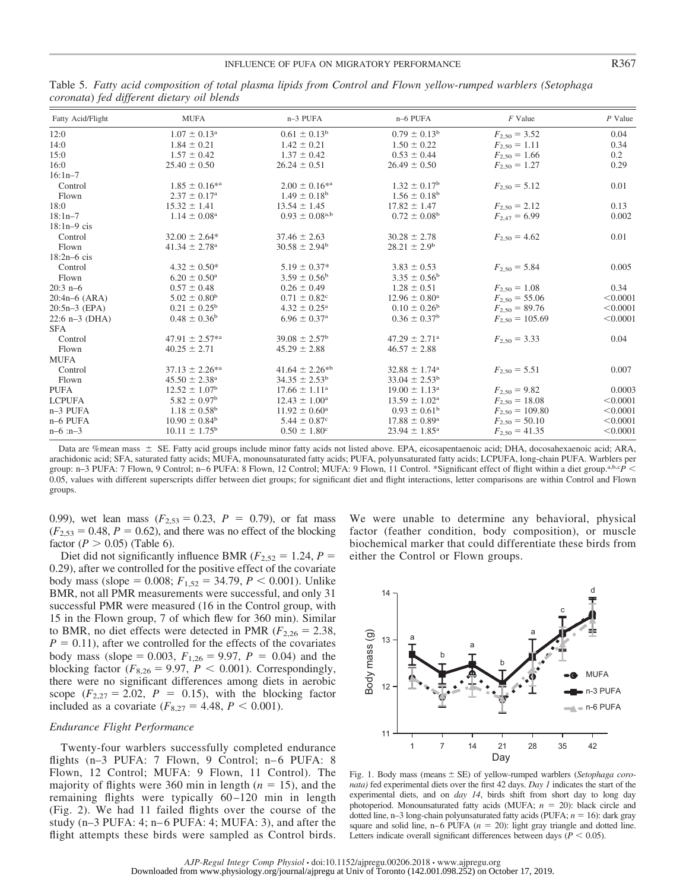Table 5. *Fatty acid composition of total plasma lipids from Control and Flown yellow-rumped warblers (Setophaga coronata) fed different dietary oil blends*

| Fatty Acid/Flight | MUFA | n–3 PUFA | n–6 PUFA | *F* Value | *P* Value |
|---|---|---|---|---|---|
| 12:0 | 1.07 ± 0.13[a] | 0.61 ± 0.13[b] | 0.79 ± 0.13[b] | $F_{2,50} = 3.52$ | 0.04 |
| 14:0 | 1.84 ± 0.21 | 1.42 ± 0.21 | 1.50 ± 0.22 | $F_{2,50} = 1.11$ | 0.34 |
| 15:0 | 1.57 ± 0.42 | 1.37 ± 0.42 | 0.53 ± 0.44 | $F_{2,50} = 1.66$ | 0.2 |
| 16:0 | 25.40 ± 0.50 | 26.24 ± 0.51 | 26.49 ± 0.50 | $F_{2,50} = 1.27$ | 0.29 |
| 16:1n–7 | | | | | |
| Control | 1.85 ± 0.16*[a] | 2.00 ± 0.16*[a] | 1.32 ± 0.17[b] | $F_{2,50} = 5.12$ | 0.01 |
| Flown | 2.37 ± 0.17[a] | 1.49 ± 0.18[b] | 1.56 ± 0.18[b] | | |
| 18:0 | 15.32 ± 1.41 | 13.54 ± 1.45 | 17.82 ± 1.47 | $F_{2,50} = 2.12$ | 0.13 |
| 18:1n–7 | 1.14 ± 0.08[a] | 0.93 ± 0.08[a,b] | 0.72 ± 0.08[b] | $F_{2,47} = 6.99$ | 0.002 |
| 18:1n–9 cis | | | | | |
| Control | 32.00 ± 2.64* | 37.46 ± 2.63 | 30.28 ± 2.78 | $F_{2,50} = 4.62$ | 0.01 |
| Flown | 41.34 ± 2.78[a] | 30.58 ± 2.94[b] | 28.21 ± 2.9[b] | | |
| 18:2n–6 cis | | | | | |
| Control | 4.32 ± 0.50* | 5.19 ± 0.37* | 3.83 ± 0.53 | $F_{2,50} = 5.84$ | 0.005 |
| Flown | 6.20 ± 0.50[a] | 3.59 ± 0.56[b] | 3.35 ± 0.56[b] | | |
| 20:3 n–6 | 0.57 ± 0.48 | 0.26 ± 0.49 | 1.28 ± 0.51 | $F_{2,50} = 1.08$ | 0.34 |
| 20:4n–6 (ARA) | 5.02 ± 0.80[b] | 0.71 ± 0.82[c] | 12.96 ± 0.80[a] | $F_{2,50} = 55.06$ | <0.0001 |
| 20:5n–3 (EPA) | 0.21 ± 0.25[b] | 4.32 ± 0.25[a] | 0.10 ± 0.26[b] | $F_{2,50} = 89.76$ | <0.0001 |
| 22:6 n–3 (DHA) | 0.48 ± 0.36[b] | 6.96 ± 0.37[a] | 0.36 ± 0.37[b] | $F_{2,50} = 105.69$ | <0.0001 |
| SFA | | | | | |
| Control | 47.91 ± 2.57*[a] | 39.08 ± 2.57[b] | 47.29 ± 2.71[a] | $F_{2,50} = 3.33$ | 0.04 |
| Flown | 40.25 ± 2.71 | 45.29 ± 2.88 | 46.57 ± 2.88 | | |
| MUFA | | | | | |
| Control | 37.13 ± 2.26*[a] | 41.64 ± 2.26*[b] | 32.88 ± 1.74[a] | $F_{2,50} = 5.51$ | 0.007 |
| Flown | 45.50 ± 2.38[a] | 34.35 ± 2.53[b] | 33.04 ± 2.53[b] | | |
| PUFA | 12.52 ± 1.07[b] | 17.66 ± 1.11[a] | 19.00 ± 1.13[a] | $F_{2,50} = 9.82$ | 0.0003 |
| LCPUFA | 5.82 ± 0.97[b] | 12.43 ± 1.00[a] | 13.59 ± 1.02[a] | $F_{2,50} = 18.08$ | <0.0001 |
| n–3 PUFA | 1.18 ± 0.58[b] | 11.92 ± 0.60[a] | 0.93 ± 0.61[b] | $F_{2,50} = 109.80$ | <0.0001 |
| n–6 PUFA | 10.90 ± 0.84[b] | 5.44 ± 0.87[c] | 17.88 ± 0.89[a] | $F_{2,50} = 50.10$ | <0.0001 |
| n–6 :n–3 | 10.11 ± 1.75[b] | 0.50 ± 1.80[c] | 23.94 ± 1.85[a] | $F_{2,50} = 41.35$ | <0.0001 |

Data are %mean mass ± SE. Fatty acid groups include minor fatty acids not listed above. EPA, eicosapentaenoic acid; DHA, docosahexaenoic acid; ARA, arachidonic acid; SFA, saturated fatty acids; MUFA, monounsaturated fatty acids; PUFA, polyunsaturated fatty acids; LCPUFA, long-chain PUFA. Warblers per group: n–3 PUFA: 7 Flown, 9 Control; n–6 PUFA: 8 Flown, 12 Control; MUFA: 9 Flown, 11 Control. *Significant effect of flight within a diet group.[a,b,c]$P <$ 0.05, values with different superscripts differ between diet groups; for significant diet and flight interactions, letter comparisons are within Control and Flown groups.

0.99), wet lean mass ($F_{2,53} = 0.23$, $P = 0.79$), or fat mass ($F_{2,53} = 0.48$, $P = 0.62$), and there was no effect of the blocking factor ($P > 0.05$) (Table 6).

Diet did not significantly influence BMR ($F_{2,52} = 1.24$, $P = 0.29$), after we controlled for the positive effect of the covariate body mass (slope = 0.008; $F_{1,52} = 34.79$, $P < 0.001$). Unlike BMR, not all PMR measurements were successful, and only 31 successful PMR were measured (16 in the Control group, with 15 in the Flown group, 7 of which flew for 360 min). Similar to BMR, no diet effects were detected in PMR ($F_{2,26} = 2.38$, $P = 0.11$), after we controlled for the effects of the covariates body mass (slope = 0.003, $F_{1,26} = 9.97$, $P = 0.04$) and the blocking factor ($F_{8,26} = 9.97$, $P < 0.001$). Correspondingly, there were no significant differences among diets in aerobic scope ($F_{2,27} = 2.02$, $P = 0.15$), with the blocking factor included as a covariate ($F_{8,27} = 4.48$, $P < 0.001$).

### Endurance Flight Performance

Twenty-four warblers successfully completed endurance flights (n–3 PUFA: 7 Flown, 9 Control; n–6 PUFA: 8 Flown, 12 Control; MUFA: 9 Flown, 11 Control). The majority of flights were 360 min in length ($n = 15$), and the remaining flights were typically 60–120 min in length (Fig. 2). We had 11 failed flights over the course of the study (n–3 PUFA: 4; n–6 PUFA: 4; MUFA: 3), and after the flight attempts these birds were sampled as Control birds. We were unable to determine any behavioral, physical factor (feather condition, body composition), or muscle biochemical marker that could differentiate these birds from either the Control or Flown groups.

Fig. 1. Body mass (means ± SE) of yellow-rumped warblers (*Setophaga coronata)* fed experimental diets over the first 42 days. *Day 1* indicates the start of the experimental diets, and on *day 14*, birds shift from short day to long day photoperiod. Monounsaturated fatty acids (MUFA; $n = 20$): black circle and dotted line, n–3 long-chain polyunsaturated fatty acids (PUFA; $n = 16$): dark gray square and solid line, n–6 PUFA ($n = 20$): light gray triangle and dotted line. Letters indicate overall significant differences between days ($P < 0.05$).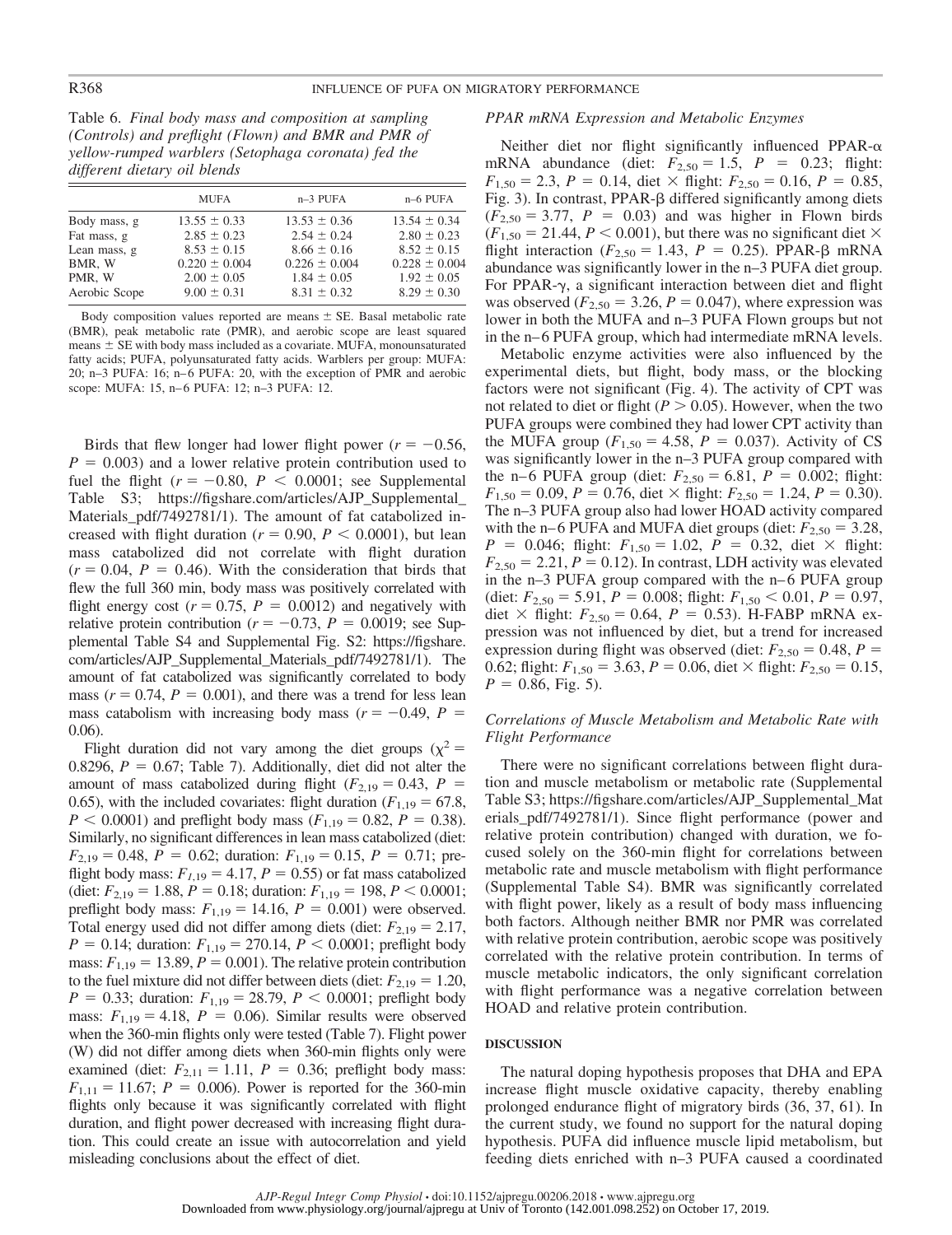Table 6. *Final body mass and composition at sampling (Controls) and preflight (Flown) and BMR and PMR of yellow-rumped warblers (Setophaga coronata) fed the different dietary oil blends*

| | MUFA | n–3 PUFA | n–6 PUFA |
|---|---|---|---|
| Body mass, g | 13.55 ± 0.33 | 13.53 ± 0.36 | 13.54 ± 0.34 |
| Fat mass, g | 2.85 ± 0.23 | 2.54 ± 0.24 | 2.80 ± 0.23 |
| Lean mass, g | 8.53 ± 0.15 | 8.66 ± 0.16 | 8.52 ± 0.15 |
| BMR, W | 0.220 ± 0.004 | 0.226 ± 0.004 | 0.228 ± 0.004 |
| PMR, W | 2.00 ± 0.05 | 1.84 ± 0.05 | 1.92 ± 0.05 |
| Aerobic Scope | 9.00 ± 0.31 | 8.31 ± 0.32 | 8.29 ± 0.30 |

Body composition values reported are means ± SE. Basal metabolic rate (BMR), peak metabolic rate (PMR), and aerobic scope are least squared means ± SE with body mass included as a covariate. MUFA, monounsaturated fatty acids; PUFA, polyunsaturated fatty acids. Warblers per group: MUFA: 20; n–3 PUFA: 16; n–6 PUFA: 20, with the exception of PMR and aerobic scope: MUFA: 15, n–6 PUFA: 12; n–3 PUFA: 12.

Birds that flew longer had lower flight power ($r = -0.56$, $P = 0.003$) and a lower relative protein contribution used to fuel the flight ($r = -0.80$, $P < 0.0001$; see Supplemental Table S3; https://figshare.com/articles/AJP_Supplemental_Materials_pdf/7492781/1). The amount of fat catabolized increased with flight duration ($r = 0.90$, $P < 0.0001$), but lean mass catabolized did not correlate with flight duration ($r = 0.04$, $P = 0.46$). With the consideration that birds that flew the full 360 min, body mass was positively correlated with flight energy cost ($r = 0.75$, $P = 0.0012$) and negatively with relative protein contribution ($r = -0.73$, $P = 0.0019$; see Supplemental Table S4 and Supplemental Fig. S2: https://figshare.com/articles/AJP_Supplemental_Materials_pdf/7492781/1). The amount of fat catabolized was significantly correlated to body mass ($r = 0.74$, $P = 0.001$), and there was a trend for less lean mass catabolism with increasing body mass ($r = -0.49$, $P = 0.06$).

Flight duration did not vary among the diet groups ($\chi^2 = 0.8296$, $P = 0.67$; Table 7). Additionally, diet did not alter the amount of mass catabolized during flight ($F_{2,19} = 0.43$, $P = 0.65$), with the included covariates: flight duration ($F_{1,19} = 67.8$, $P < 0.0001$) and preflight body mass ($F_{1,19} = 0.82$, $P = 0.38$). Similarly, no significant differences in lean mass catabolized (diet: $F_{2,19} = 0.48$, $P = 0.62$; duration: $F_{1,19} = 0.15$, $P = 0.71$; preflight body mass: $F_{1,19} = 4.17$, $P = 0.55$) or fat mass catabolized (diet: $F_{2,19} = 1.88$, $P = 0.18$; duration: $F_{1,19} = 198$, $P < 0.0001$; preflight body mass: $F_{1,19} = 14.16$, $P = 0.001$) were observed. Total energy used did not differ among diets (diet: $F_{2,19} = 2.17$, $P = 0.14$; duration: $F_{1,19} = 270.14$, $P < 0.0001$; preflight body mass: $F_{1,19} = 13.89$, $P = 0.001$). The relative protein contribution to the fuel mixture did not differ between diets (diet: $F_{2,19} = 1.20$, $P = 0.33$; duration: $F_{1,19} = 28.79$, $P < 0.0001$; preflight body mass: $F_{1,19} = 4.18$, $P = 0.06$). Similar results were observed when the 360-min flights only were tested (Table 7). Flight power (W) did not differ among diets when 360-min flights only were examined (diet: $F_{2,11} = 1.11$, $P = 0.36$; preflight body mass: $F_{1,11} = 11.67$; $P = 0.006$). Power is reported for the 360-min flights only because it was significantly correlated with flight duration, and flight power decreased with increasing flight duration. This could create an issue with autocorrelation and yield misleading conclusions about the effect of diet.

### *PPAR mRNA Expression and Metabolic Enzymes*

Neither diet nor flight significantly influenced PPAR-α mRNA abundance (diet: $F_{2,50} = 1.5$, $P = 0.23$; flight: $F_{1,50} = 2.3$, $P = 0.14$, diet × flight: $F_{2,50} = 0.16$, $P = 0.85$, Fig. 3). In contrast, PPAR-β differed significantly among diets ($F_{2,50} = 3.77$, $P = 0.03$) and was higher in Flown birds ($F_{1,50} = 21.44$, $P < 0.001$), but there was no significant diet × flight interaction ($F_{2,50} = 1.43$, $P = 0.25$). PPAR-β mRNA abundance was significantly lower in the n–3 PUFA diet group. For PPAR-γ, a significant interaction between diet and flight was observed ($F_{2,50} = 3.26$, $P = 0.047$), where expression was lower in both the MUFA and n–3 PUFA Flown groups but not in the n–6 PUFA group, which had intermediate mRNA levels.

Metabolic enzyme activities were also influenced by the experimental diets, but flight, body mass, or the blocking factors were not significant (Fig. 4). The activity of CPT was not related to diet or flight ($P > 0.05$). However, when the two PUFA groups were combined they had lower CPT activity than the MUFA group ($F_{1,50} = 4.58$, $P = 0.037$). Activity of CS was significantly lower in the n–3 PUFA group compared with the n–6 PUFA group (diet: $F_{2,50} = 6.81$, $P = 0.002$; flight: $F_{1,50} = 0.09$, $P = 0.76$, diet × flight: $F_{2,50} = 1.24$, $P = 0.30$). The n–3 PUFA group also had lower HOAD activity compared with the n–6 PUFA and MUFA diet groups (diet: $F_{2,50} = 3.28$, $P = 0.046$; flight: $F_{1,50} = 1.02$, $P = 0.32$, diet × flight: $F_{2,50} = 2.21$, $P = 0.12$). In contrast, LDH activity was elevated in the n–3 PUFA group compared with the n–6 PUFA group (diet: $F_{2,50} = 5.91$, $P = 0.008$; flight: $F_{1,50} < 0.01$, $P = 0.97$, diet × flight: $F_{2,50} = 0.64$, $P = 0.53$). H-FABP mRNA expression was not influenced by diet, but a trend for increased expression during flight was observed (diet: $F_{2,50} = 0.48$, $P = 0.62$; flight: $F_{1,50} = 3.63$, $P = 0.06$, diet × flight: $F_{2,50} = 0.15$, $P = 0.86$, Fig. 5).

### *Correlations of Muscle Metabolism and Metabolic Rate with Flight Performance*

There were no significant correlations between flight duration and muscle metabolism or metabolic rate (Supplemental Table S3; https://figshare.com/articles/AJP_Supplemental_Materials_pdf/7492781/1). Since flight performance (power and relative protein contribution) changed with duration, we focused solely on the 360-min flight for correlations between metabolic rate and muscle metabolism with flight performance (Supplemental Table S4). BMR was significantly correlated with flight power, likely as a result of body mass influencing both factors. Although neither BMR nor PMR was correlated with relative protein contribution, aerobic scope was positively correlated with the relative protein contribution. In terms of muscle metabolic indicators, the only significant correlation with flight performance was a negative correlation between HOAD and relative protein contribution.

## DISCUSSION

The natural doping hypothesis proposes that DHA and EPA increase flight muscle oxidative capacity, thereby enabling prolonged endurance flight of migratory birds (36, 37, 61). In the current study, we found no support for the natural doping hypothesis. PUFA did influence muscle lipid metabolism, but feeding diets enriched with n–3 PUFA caused a coordinated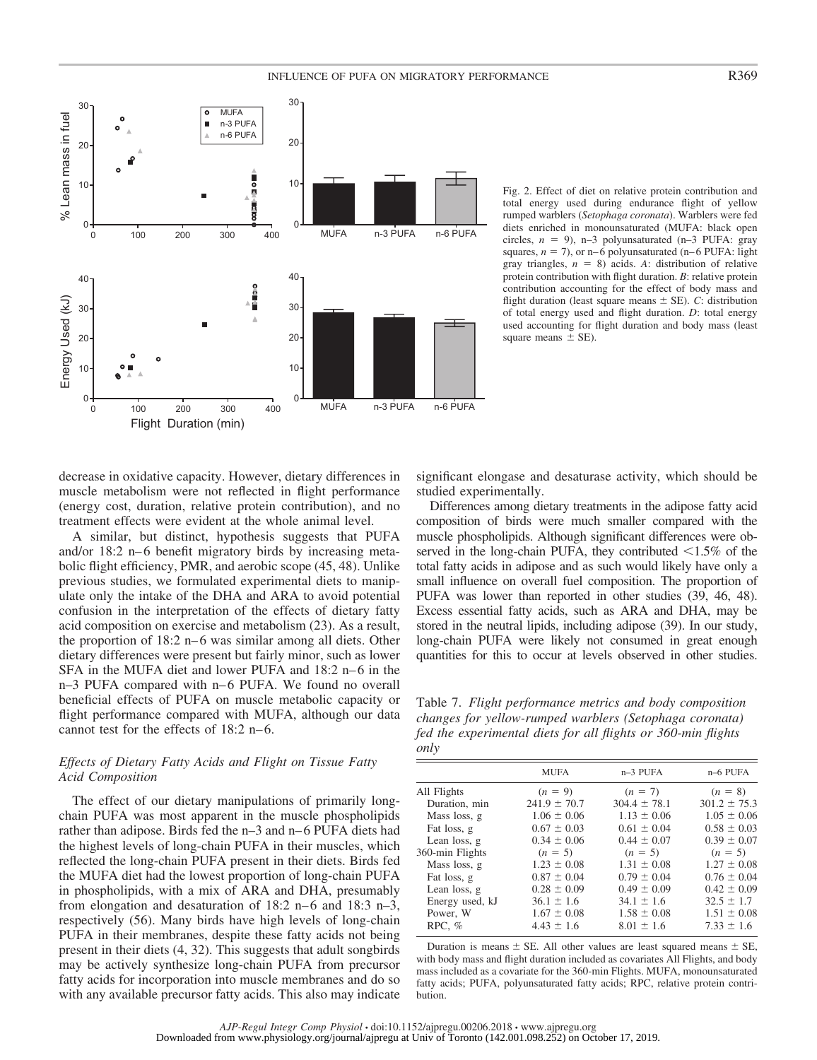Fig. 2. Effect of diet on relative protein contribution and total energy used during endurance flight of yellow rumped warblers (*Setophaga coronata*). Warblers were fed diets enriched in monounsaturated (MUFA: black open circles, $n = 9$), n–3 polyunsaturated (n–3 PUFA: gray squares, $n = 7$), or n–6 polyunsaturated (n–6 PUFA: light gray triangles, $n = 8$) acids. *A*: distribution of relative protein contribution with flight duration. *B*: relative protein contribution accounting for the effect of body mass and flight duration (least square means ± SE). *C*: distribution of total energy used and flight duration. *D*: total energy used accounting for flight duration and body mass (least square means ± SE).

decrease in oxidative capacity. However, dietary differences in muscle metabolism were not reflected in flight performance (energy cost, duration, relative protein contribution), and no treatment effects were evident at the whole animal level.

A similar, but distinct, hypothesis suggests that PUFA and/or 18:2 n–6 benefit migratory birds by increasing metabolic flight efficiency, PMR, and aerobic scope (45, 48). Unlike previous studies, we formulated experimental diets to manipulate only the intake of the DHA and ARA to avoid potential confusion in the interpretation of the effects of dietary fatty acid composition on exercise and metabolism (23). As a result, the proportion of 18:2 n–6 was similar among all diets. Other dietary differences were present but fairly minor, such as lower SFA in the MUFA diet and lower PUFA and 18:2 n–6 in the n–3 PUFA compared with n–6 PUFA. We found no overall beneficial effects of PUFA on muscle metabolic capacity or flight performance compared with MUFA, although our data cannot test for the effects of 18:2 n–6.

### *Effects of Dietary Fatty Acids and Flight on Tissue Fatty Acid Composition*

The effect of our dietary manipulations of primarily long-chain PUFA was most apparent in the muscle phospholipids rather than adipose. Birds fed the n–3 and n–6 PUFA diets had the highest levels of long-chain PUFA in their muscles, which reflected the long-chain PUFA present in their diets. Birds fed the MUFA diet had the lowest proportion of long-chain PUFA in phospholipids, with a mix of ARA and DHA, presumably from elongation and desaturation of 18:2 n–6 and 18:3 n–3, respectively (56). Many birds have high levels of long-chain PUFA in their membranes, despite these fatty acids not being present in their diets (4, 32). This suggests that adult songbirds may be actively synthesize long-chain PUFA from precursor fatty acids for incorporation into muscle membranes and do so with any available precursor fatty acids. This also may indicate significant elongase and desaturase activity, which should be studied experimentally.

Differences among dietary treatments in the adipose fatty acid composition of birds were much smaller compared with the muscle phospholipids. Although significant differences were observed in the long-chain PUFA, they contributed <1.5% of the total fatty acids in adipose and as such would likely have only a small influence on overall fuel composition. The proportion of PUFA was lower than reported in other studies (39, 46, 48). Excess essential fatty acids, such as ARA and DHA, may be stored in the neutral lipids, including adipose (39). In our study, long-chain PUFA were likely not consumed in great enough quantities for this to occur at levels observed in other studies.

Table 7. *Flight performance metrics and body composition changes for yellow-rumped warblers (Setophaga coronata) fed the experimental diets for all flights or 360-min flights only*

| | MUFA | n–3 PUFA | n–6 PUFA |
|---|---|---|---|
| All Flights | ($n = 9$) | ($n = 7$) | ($n = 8$) |
| Duration, min | 241.9 ± 70.7 | 304.4 ± 78.1 | 301.2 ± 75.3 |
| Mass loss, g | 1.06 ± 0.06 | 1.13 ± 0.06 | 1.05 ± 0.06 |
| Fat loss, g | 0.67 ± 0.03 | 0.61 ± 0.04 | 0.58 ± 0.03 |
| Lean loss, g | 0.34 ± 0.06 | 0.44 ± 0.07 | 0.39 ± 0.07 |
| 360-min Flights | ($n = 5$) | ($n = 5$) | ($n = 5$) |
| Mass loss, g | 1.23 ± 0.08 | 1.31 ± 0.08 | 1.27 ± 0.08 |
| Fat loss, g | 0.87 ± 0.04 | 0.79 ± 0.04 | 0.76 ± 0.04 |
| Lean loss, g | 0.28 ± 0.09 | 0.49 ± 0.09 | 0.42 ± 0.09 |
| Energy used, kJ | 36.1 ± 1.6 | 34.1 ± 1.6 | 32.5 ± 1.7 |
| Power, W | 1.67 ± 0.08 | 1.58 ± 0.08 | 1.51 ± 0.08 |
| RPC, % | 4.43 ± 1.6 | 8.01 ± 1.6 | 7.33 ± 1.6 |

Duration is means ± SE. All other values are least squared means ± SE, with body mass and flight duration included as covariates All Flights, and body mass included as a covariate for the 360-min Flights. MUFA, monounsaturated fatty acids; PUFA, polyunsaturated fatty acids; RPC, relative protein contribution.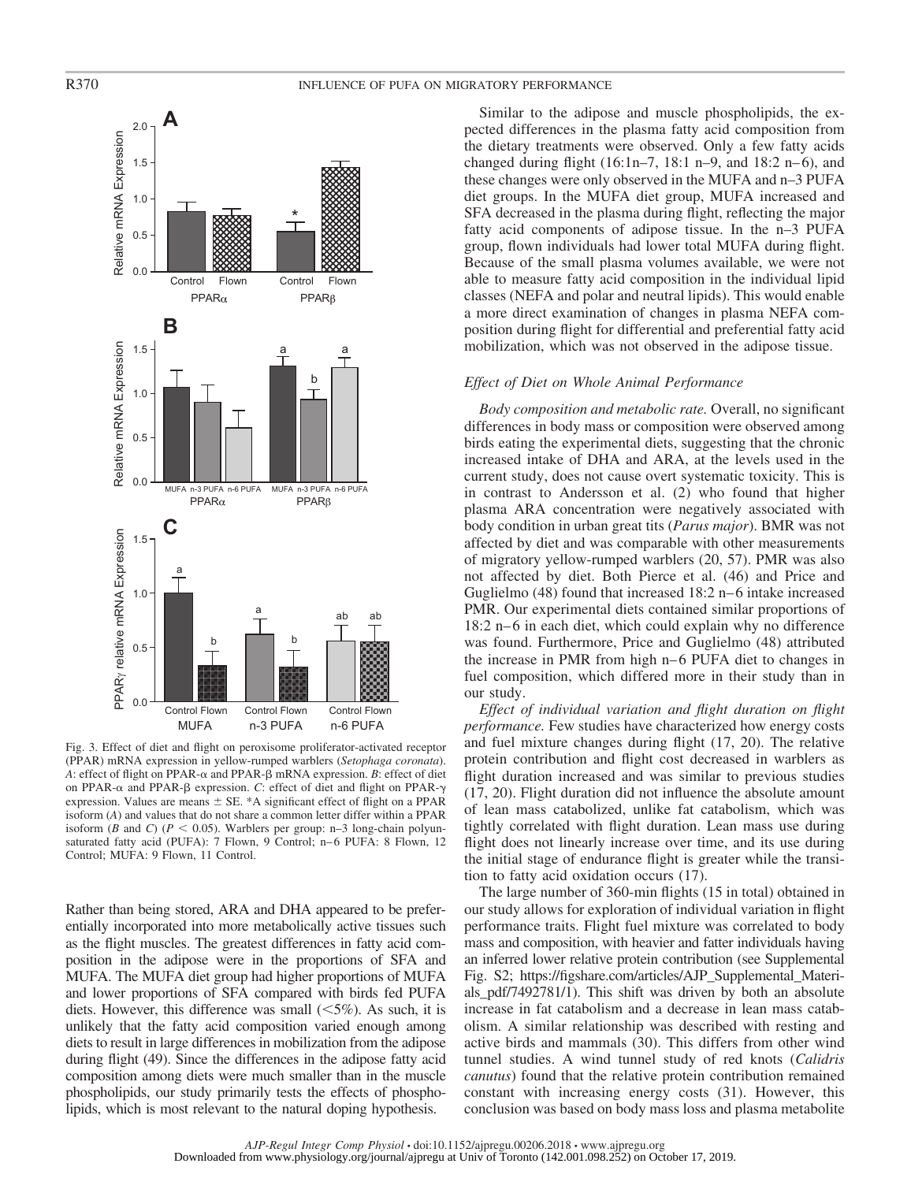Fig. 3. Effect of diet and flight on peroxisome proliferator-activated receptor (PPAR) mRNA expression in yellow-rumped warblers (*Setophaga coronata*). *A*: effect of flight on PPAR-α and PPAR-β mRNA expression. *B*: effect of diet on PPAR-α and PPAR-β expression. *C*: effect of diet and flight on PPAR-γ expression. Values are means ± SE. *A significant effect of flight on a PPAR isoform (*A*) and values that do not share a common letter differ within a PPAR isoform (*B* and *C*) ($P < 0.05$). Warblers per group: n–3 long-chain polyunsaturated fatty acid (PUFA): 7 Flown, 9 Control; n–6 PUFA: 8 Flown, 12 Control; MUFA: 9 Flown, 11 Control.

Rather than being stored, ARA and DHA appeared to be preferentially incorporated into more metabolically active tissues such as the flight muscles. The greatest differences in fatty acid composition in the adipose were in the proportions of SFA and MUFA. The MUFA diet group had higher proportions of MUFA and lower proportions of SFA compared with birds fed PUFA diets. However, this difference was small (<5%). As such, it is unlikely that the fatty acid composition varied enough among diets to result in large differences in mobilization from the adipose during flight (49). Since the differences in the adipose fatty acid composition among diets were much smaller than in the muscle phospholipids, our study primarily tests the effects of phospholipids, which is most relevant to the natural doping hypothesis.

Similar to the adipose and muscle phospholipids, the expected differences in the plasma fatty acid composition from the dietary treatments were observed. Only a few fatty acids changed during flight (16:1n–7, 18:1 n–9, and 18:2 n–6), and these changes were only observed in the MUFA and n–3 PUFA diet groups. In the MUFA diet group, MUFA increased and SFA decreased in the plasma during flight, reflecting the major fatty acid components of adipose tissue. In the n–3 PUFA group, flown individuals had lower total MUFA during flight. Because of the small plasma volumes available, we were not able to measure fatty acid composition in the individual lipid classes (NEFA and polar and neutral lipids). This would enable a more direct examination of changes in plasma NEFA composition during flight for differential and preferential fatty acid mobilization, which was not observed in the adipose tissue.

### *Effect of Diet on Whole Animal Performance*

*Body composition and metabolic rate.* Overall, no significant differences in body mass or composition were observed among birds eating the experimental diets, suggesting that the chronic increased intake of DHA and ARA, at the levels used in the current study, does not cause overt systematic toxicity. This is in contrast to Andersson et al. (2) who found that higher plasma ARA concentration were negatively associated with body condition in urban great tits (*Parus major*). BMR was not affected by diet and was comparable with other measurements of migratory yellow-rumped warblers (20, 57). PMR was also not affected by diet. Both Pierce et al. (46) and Price and Guglielmo (48) found that increased 18:2 n–6 intake increased PMR. Our experimental diets contained similar proportions of 18:2 n–6 in each diet, which could explain why no difference was found. Furthermore, Price and Guglielmo (48) attributed the increase in PMR from high n–6 PUFA diet to changes in fuel composition, which differed more in their study than in our study.

*Effect of individual variation and flight duration on flight performance.* Few studies have characterized how energy costs and fuel mixture changes during flight (17, 20). The relative protein contribution and flight cost decreased in warblers as flight duration increased and was similar to previous studies (17, 20). Flight duration did not influence the absolute amount of lean mass catabolized, unlike fat catabolism, which was tightly correlated with flight duration. Lean mass use during flight does not linearly increase over time, and its use during the initial stage of endurance flight is greater while the transition to fatty acid oxidation occurs (17).

The large number of 360-min flights (15 in total) obtained in our study allows for exploration of individual variation in flight performance traits. Flight fuel mixture was correlated to body mass and composition, with heavier and fatter individuals having an inferred lower relative protein contribution (see Supplemental Fig. S2; https://figshare.com/articles/AJP_Supplemental_Materials_pdf/7492781/1). This shift was driven by both an absolute increase in fat catabolism and a decrease in lean mass catabolism. A similar relationship was described with resting and active birds and mammals (30). This differs from other wind tunnel studies. A wind tunnel study of red knots (*Calidris canutus*) found that the relative protein contribution remained constant with increasing energy costs (31). However, this conclusion was based on body mass loss and plasma metabolite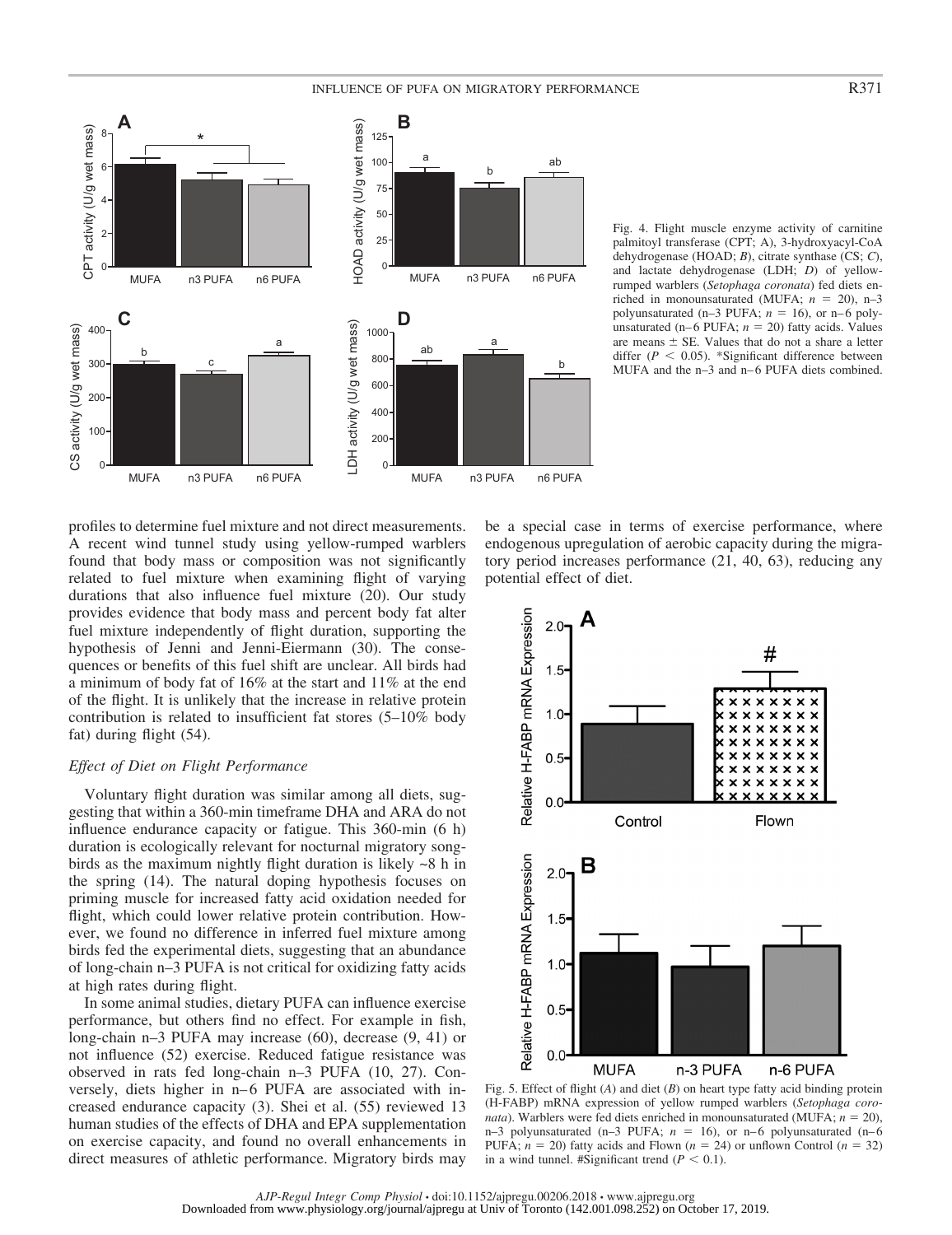Fig. 4. Flight muscle enzyme activity of carnitine palmitoyl transferase (CPT; *A*), 3-hydroxyacyl-CoA dehydrogenase (HOAD; *B*), citrate synthase (CS; *C*), and lactate dehydrogenase (LDH; *D*) of yellow-rumped warblers (*Setophaga coronata*) fed diets enriched in monounsaturated (MUFA; $n = 20$), n–3 polyunsaturated (n–3 PUFA; $n = 16$), or n–6 polyunsaturated (n–6 PUFA; $n = 20$) fatty acids. Values are means ± SE. Values that do not a share a letter differ ($P < 0.05$). *Significant difference between MUFA and the n–3 and n–6 PUFA diets combined.

profiles to determine fuel mixture and not direct measurements. A recent wind tunnel study using yellow-rumped warblers found that body mass or composition was not significantly related to fuel mixture when examining flight of varying durations that also influence fuel mixture (20). Our study provides evidence that body mass and percent body fat alter fuel mixture independently of flight duration, supporting the hypothesis of Jenni and Jenni-Eiermann (30). The consequences or benefits of this fuel shift are unclear. All birds had a minimum of body fat of 16% at the start and 11% at the end of the flight. It is unlikely that the increase in relative protein contribution is related to insufficient fat stores (5–10% body fat) during flight (54).

### *Effect of Diet on Flight Performance*

Voluntary flight duration was similar among all diets, suggesting that within a 360-min timeframe DHA and ARA do not influence endurance capacity or fatigue. This 360-min (6 h) duration is ecologically relevant for nocturnal migratory songbirds as the maximum nightly flight duration is likely ~8 h in the spring (14). The natural doping hypothesis focuses on priming muscle for increased fatty acid oxidation needed for flight, which could lower relative protein contribution. However, we found no difference in inferred fuel mixture among birds fed the experimental diets, suggesting that an abundance of long-chain n–3 PUFA is not critical for oxidizing fatty acids at high rates during flight.

In some animal studies, dietary PUFA can influence exercise performance, but others find no effect. For example in fish, long-chain n–3 PUFA may increase (60), decrease (9, 41) or not influence (52) exercise. Reduced fatigue resistance was observed in rats fed long-chain n–3 PUFA (10, 27). Conversely, diets higher in n–6 PUFA are associated with increased endurance capacity (3). Shei et al. (55) reviewed 13 human studies of the effects of DHA and EPA supplementation on exercise capacity, and found no overall enhancements in direct measures of athletic performance. Migratory birds may be a special case in terms of exercise performance, where endogenous upregulation of aerobic capacity during the migratory period increases performance (21, 40, 63), reducing any potential effect of diet.

Fig. 5. Effect of flight (*A*) and diet (*B*) on heart type fatty acid binding protein (H-FABP) mRNA expression of yellow rumped warblers (*Setophaga coronata*). Warblers were fed diets enriched in monounsaturated (MUFA; $n = 20$), n–3 polyunsaturated (n–3 PUFA; $n = 16$), or n–6 polyunsaturated (n–6 PUFA; $n = 20$) fatty acids and Flown ($n = 24$) or unflown Control ($n = 32$) in a wind tunnel. #Significant trend ($P < 0.1$).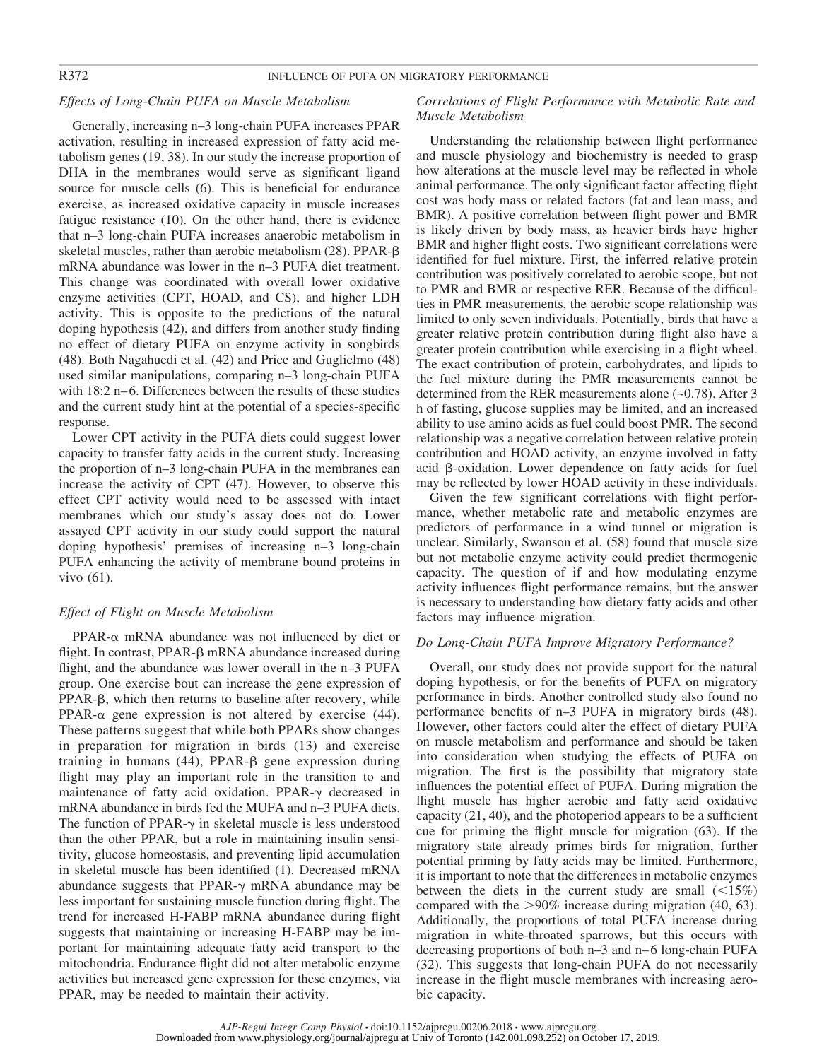### *Effects of Long-Chain PUFA on Muscle Metabolism*

Generally, increasing n–3 long-chain PUFA increases PPAR activation, resulting in increased expression of fatty acid metabolism genes (19, 38). In our study the increase proportion of DHA in the membranes would serve as significant ligand source for muscle cells (6). This is beneficial for endurance exercise, as increased oxidative capacity in muscle increases fatigue resistance (10). On the other hand, there is evidence that n–3 long-chain PUFA increases anaerobic metabolism in skeletal muscles, rather than aerobic metabolism (28). PPAR-β mRNA abundance was lower in the n–3 PUFA diet treatment. This change was coordinated with overall lower oxidative enzyme activities (CPT, HOAD, and CS), and higher LDH activity. This is opposite to the predictions of the natural doping hypothesis (42), and differs from another study finding no effect of dietary PUFA on enzyme activity in songbirds (48). Both Nagahuedi et al. (42) and Price and Guglielmo (48) used similar manipulations, comparing n–3 long-chain PUFA with 18:2 n–6. Differences between the results of these studies and the current study hint at the potential of a species-specific response.

Lower CPT activity in the PUFA diets could suggest lower capacity to transfer fatty acids in the current study. Increasing the proportion of n–3 long-chain PUFA in the membranes can increase the activity of CPT (47). However, to observe this effect CPT activity would need to be assessed with intact membranes which our study's assay does not do. Lower assayed CPT activity in our study could support the natural doping hypothesis' premises of increasing n–3 long-chain PUFA enhancing the activity of membrane bound proteins in vivo (61).

### *Effect of Flight on Muscle Metabolism*

PPAR-α mRNA abundance was not influenced by diet or flight. In contrast, PPAR-β mRNA abundance increased during flight, and the abundance was lower overall in the n–3 PUFA group. One exercise bout can increase the gene expression of PPAR-β, which then returns to baseline after recovery, while PPAR-α gene expression is not altered by exercise (44). These patterns suggest that while both PPARs show changes in preparation for migration in birds (13) and exercise training in humans (44), PPAR-β gene expression during flight may play an important role in the transition to and maintenance of fatty acid oxidation. PPAR-γ decreased in mRNA abundance in birds fed the MUFA and n–3 PUFA diets. The function of PPAR-γ in skeletal muscle is less understood than the other PPAR, but a role in maintaining insulin sensitivity, glucose homeostasis, and preventing lipid accumulation in skeletal muscle has been identified (1). Decreased mRNA abundance suggests that PPAR-γ mRNA abundance may be less important for sustaining muscle function during flight. The trend for increased H-FABP mRNA abundance during flight suggests that maintaining or increasing H-FABP may be important for maintaining adequate fatty acid transport to the mitochondria. Endurance flight did not alter metabolic enzyme activities but increased gene expression for these enzymes, via PPAR, may be needed to maintain their activity.

### *Correlations of Flight Performance with Metabolic Rate and Muscle Metabolism*

Understanding the relationship between flight performance and muscle physiology and biochemistry is needed to grasp how alterations at the muscle level may be reflected in whole animal performance. The only significant factor affecting flight cost was body mass or related factors (fat and lean mass, and BMR). A positive correlation between flight power and BMR is likely driven by body mass, as heavier birds have higher BMR and higher flight costs. Two significant correlations were identified for fuel mixture. First, the inferred relative protein contribution was positively correlated to aerobic scope, but not to PMR and BMR or respective RER. Because of the difficulties in PMR measurements, the aerobic scope relationship was limited to only seven individuals. Potentially, birds that have a greater relative protein contribution during flight also have a greater protein contribution while exercising in a flight wheel. The exact contribution of protein, carbohydrates, and lipids to the fuel mixture during the PMR measurements cannot be determined from the RER measurements alone (~0.78). After 3 h of fasting, glucose supplies may be limited, and an increased ability to use amino acids as fuel could boost PMR. The second relationship was a negative correlation between relative protein contribution and HOAD activity, an enzyme involved in fatty acid β-oxidation. Lower dependence on fatty acids for fuel may be reflected by lower HOAD activity in these individuals.

Given the few significant correlations with flight performance, whether metabolic rate and metabolic enzymes are predictors of performance in a wind tunnel or migration is unclear. Similarly, Swanson et al. (58) found that muscle size but not metabolic enzyme activity could predict thermogenic capacity. The question of if and how modulating enzyme activity influences flight performance remains, but the answer is necessary to understanding how dietary fatty acids and other factors may influence migration.

### *Do Long-Chain PUFA Improve Migratory Performance?*

Overall, our study does not provide support for the natural doping hypothesis, or for the benefits of PUFA on migratory performance in birds. Another controlled study also found no performance benefits of n–3 PUFA in migratory birds (48). However, other factors could alter the effect of dietary PUFA on muscle metabolism and performance and should be taken into consideration when studying the effects of PUFA on migration. The first is the possibility that migratory state influences the potential effect of PUFA. During migration the flight muscle has higher aerobic and fatty acid oxidative capacity (21, 40), and the photoperiod appears to be a sufficient cue for priming the flight muscle for migration (63). If the migratory state already primes birds for migration, further potential priming by fatty acids may be limited. Furthermore, it is important to note that the differences in metabolic enzymes between the diets in the current study are small (<15%) compared with the >90% increase during migration (40, 63). Additionally, the proportions of total PUFA increase during migration in white-throated sparrows, but this occurs with decreasing proportions of both n–3 and n–6 long-chain PUFA (32). This suggests that long-chain PUFA do not necessarily increase in the flight muscle membranes with increasing aerobic capacity.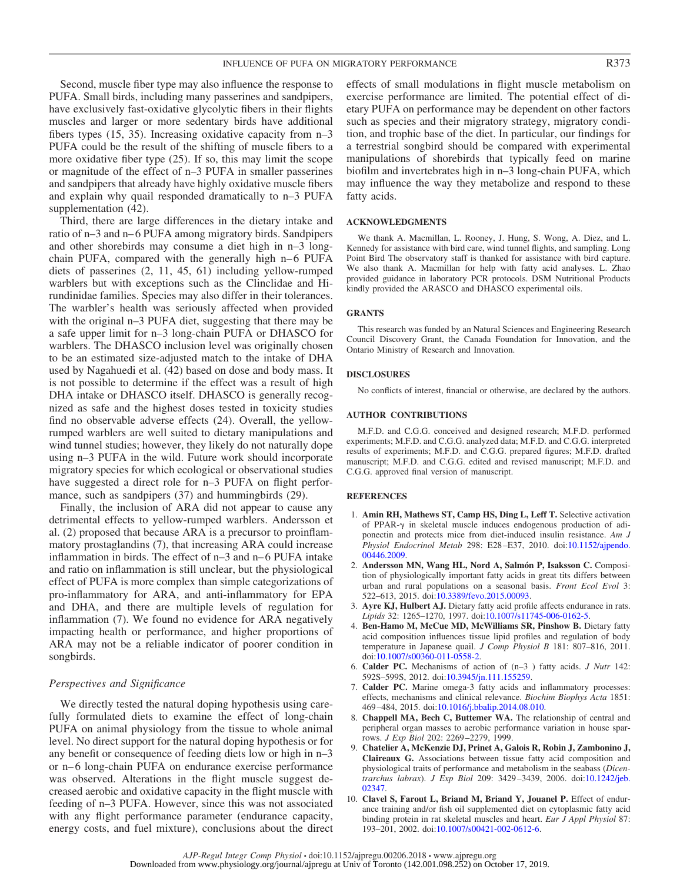Second, muscle fiber type may also influence the response to PUFA. Small birds, including many passerines and sandpipers, have exclusively fast-oxidative glycolytic fibers in their flights muscles and larger or more sedentary birds have additional fibers types (15, 35). Increasing oxidative capacity from n–3 PUFA could be the result of the shifting of muscle fibers to a more oxidative fiber type (25). If so, this may limit the scope or magnitude of the effect of n–3 PUFA in smaller passerines and sandpipers that already have highly oxidative muscle fibers and explain why quail responded dramatically to n–3 PUFA supplementation (42).

Third, there are large differences in the dietary intake and ratio of n–3 and n–6 PUFA among migratory birds. Sandpipers and other shorebirds may consume a diet high in n–3 long-chain PUFA, compared with the generally high n–6 PUFA diets of passerines (2, 11, 45, 61) including yellow-rumped warblers but with exceptions such as the Clinclidae and Hirundinidae families. Species may also differ in their tolerances. The warbler's health was seriously affected when provided with the original n–3 PUFA diet, suggesting that there may be a safe upper limit for n–3 long-chain PUFA or DHASCO for warblers. The DHASCO inclusion level was originally chosen to be an estimated size-adjusted match to the intake of DHA used by Nagahuedi et al. (42) based on dose and body mass. It is not possible to determine if the effect was a result of high DHA intake or DHASCO intake. DHASCO is generally recognized as safe and the highest doses tested in toxicity studies find no observable adverse effects (24). Overall, the yellow-rumped warblers are well suited to dietary manipulations and wind tunnel studies; however, they likely do not naturally dope using n–3 PUFA in the wild. Future work should incorporate migratory species for which ecological or observational studies have suggested a direct role for n–3 PUFA on flight performance, such as sandpipers (37) and hummingbirds (29).

Finally, the inclusion of ARA did not appear to cause any detrimental effects to yellow-rumped warblers. Andersson et al. (2) proposed that because ARA is a precursor to proinflammatory prostaglandins (7), that increasing ARA could increase inflammation in birds. The effect of n–3 and n–6 PUFA intake and ratio on inflammation is still unclear, but the physiological effect of PUFA is more complex than simple categorizations of pro-inflammatory for ARA, and anti-inflammatory for EPA and DHA, and there are multiple levels of regulation for inflammation (7). We found no evidence for ARA negatively impacting health or performance, and higher proportions of ARA may not be a reliable indicator of poorer condition in songbirds.

### *Perspectives and Significance*

We directly tested the natural doping hypothesis using carefully formulated diets to examine the effect of long-chain PUFA on animal physiology from the tissue to whole animal level. No direct support for the natural doping hypothesis or for any benefit or consequence of feeding diets low or high in n–3 or n–6 long-chain PUFA on endurance exercise performance was observed. Alterations in the flight muscle suggest decreased aerobic and oxidative capacity in the flight muscle with feeding of n–3 PUFA. However, since this was not associated with any flight performance parameter (endurance capacity, energy costs, and fuel mixture), conclusions about the direct effects of small modulations in flight muscle metabolism on exercise performance are limited. The potential effect of dietary PUFA on performance may be dependent on other factors such as species and their migratory strategy, migratory condition, and trophic base of the diet. In particular, our findings for a terrestrial songbird should be compared with experimental manipulations of shorebirds that typically feed on marine biofilm and invertebrates high in n–3 long-chain PUFA, which may influence the way they metabolize and respond to these fatty acids.

## ACKNOWLEDGMENTS

We thank A. Macmillan, L. Rooney, J. Hung, S. Wong, A. Diez, and L. Kennedy for assistance with bird care, wind tunnel flights, and sampling. Long Point Bird The observatory staff is thanked for assistance with bird capture. We also thank A. Macmillan for help with fatty acid analyses. L. Zhao provided guidance in laboratory PCR protocols. DSM Nutritional Products kindly provided the ARASCO and DHASCO experimental oils.

## GRANTS

This research was funded by an Natural Sciences and Engineering Research Council Discovery Grant, the Canada Foundation for Innovation, and the Ontario Ministry of Research and Innovation.

## DISCLOSURES

No conflicts of interest, financial or otherwise, are declared by the authors.

## AUTHOR CONTRIBUTIONS

M.F.D. and C.G.G. conceived and designed research; M.F.D. performed experiments; M.F.D. and C.G.G. analyzed data; M.F.D. and C.G.G. interpreted results of experiments; M.F.D. and C.G.G. prepared figures; M.F.D. drafted manuscript; M.F.D. and C.G.G. edited and revised manuscript; M.F.D. and C.G.G. approved final version of manuscript.

## REFERENCES

1. **Amin RH, Mathews ST, Camp HS, Ding L, Leff T.** Selective activation of PPAR-γ in skeletal muscle induces endogenous production of adiponectin and protects mice from diet-induced insulin resistance. *Am J Physiol Endocrinol Metab* 298: E28–E37, 2010. doi:10.1152/ajpendo.00446.2009.
2. **Andersson MN, Wang HL, Nord A, Salmón P, Isaksson C.** Composition of physiologically important fatty acids in great tits differs between urban and rural populations on a seasonal basis. *Front Ecol Evol* 3: 522–613, 2015. doi:10.3389/fevo.2015.00093.
3. **Ayre KJ, Hulbert AJ.** Dietary fatty acid profile affects endurance in rats. *Lipids* 32: 1265–1270, 1997. doi:10.1007/s11745-006-0162-5.
4. **Ben-Hamo M, McCue MD, McWilliams SR, Pinshow B.** Dietary fatty acid composition influences tissue lipid profiles and regulation of body temperature in Japanese quail. *J Comp Physiol B* 181: 807–816, 2011. doi:10.1007/s00360-011-0558-2.
6. **Calder PC.** Mechanisms of action of (n–3 ) fatty acids. *J Nutr* 142: 592S–599S, 2012. doi:10.3945/jn.111.155259.
7. **Calder PC.** Marine omega-3 fatty acids and inflammatory processes: effects, mechanisms and clinical relevance. *Biochim Biophys Acta* 1851: 469–484, 2015. doi:10.1016/j.bbalip.2014.08.010.
8. **Chappell MA, Bech C, Buttemer WA.** The relationship of central and peripheral organ masses to aerobic performance variation in house sparrows. *J Exp Biol* 202: 2269–2279, 1999.
9. **Chatelier A, McKenzie DJ, Prinet A, Galois R, Robin J, Zambonino J, Claireaux G.** Associations between tissue fatty acid composition and physiological traits of performance and metabolism in the seabass (*Dicentrarchus labrax*). *J Exp Biol* 209: 3429–3439, 2006. doi:10.1242/jeb.02347.
10. **Clavel S, Farout L, Briand M, Briand Y, Jouanel P.** Effect of endurance training and/or fish oil supplemented diet on cytoplasmic fatty acid binding protein in rat skeletal muscles and heart. *Eur J Appl Physiol* 87: 193–201, 2002. doi:10.1007/s00421-002-0612-6.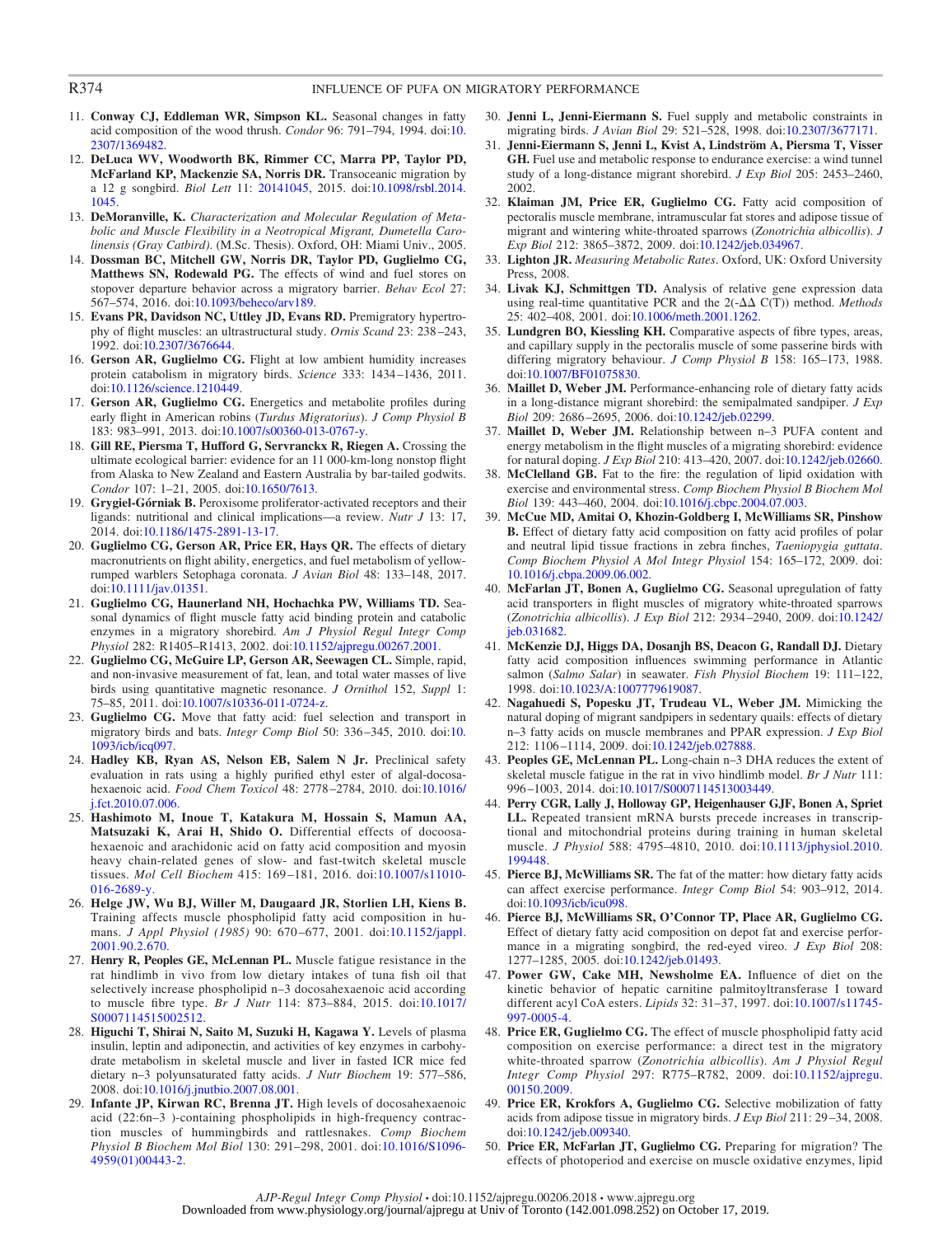11. **Conway CJ, Eddleman WR, Simpson KL.** Seasonal changes in fatty acid composition of the wood thrush. *Condor* 96: 791–794, 1994. doi:10.2307/1369482.
12. **DeLuca WV, Woodworth BK, Rimmer CC, Marra PP, Taylor PD, McFarland KP, Mackenzie SA, Norris DR.** Transoceanic migration by a 12 g songbird. *Biol Lett* 11: 20141045, 2015. doi:10.1098/rsbl.2014.1045.
13. **DeMoranville, K.** *Characterization and Molecular Regulation of Metabolic and Muscle Flexibility in a Neotropical Migrant, Dumetella Carolinensis (Gray Catbird).* (M.Sc. Thesis). Oxford, OH: Miami Univ., 2005.
14. **Dossman BC, Mitchell GW, Norris DR, Taylor PD, Guglielmo CG, Matthews SN, Rodewald PG.** The effects of wind and fuel stores on stopover departure behavior across a migratory barrier. *Behav Ecol* 27: 567–574, 2016. doi:10.1093/beheco/arv189.
15. **Evans PR, Davidson NC, Uttley JD, Evans RD.** Premigratory hypertrophy of flight muscles: an ultrastructural study. *Ornis Scand* 23: 238–243, 1992. doi:10.2307/3676644.
16. **Gerson AR, Guglielmo CG.** Flight at low ambient humidity increases protein catabolism in migratory birds. *Science* 333: 1434–1436, 2011. doi:10.1126/science.1210449.
17. **Gerson AR, Guglielmo CG.** Energetics and metabolite profiles during early flight in American robins (*Turdus Migratorius*). *J Comp Physiol B* 183: 983–991, 2013. doi:10.1007/s00360-013-0767-y.
18. **Gill RE, Piersma T, Hufford G, Servranckx R, Riegen A.** Crossing the ultimate ecological barrier: evidence for an 11 000-km-long nonstop flight from Alaska to New Zealand and Eastern Australia by bar-tailed godwits. *Condor* 107: 1–21, 2005. doi:10.1650/7613.
19. **Grygiel-Górniak B.** Peroxisome proliferator-activated receptors and their ligands: nutritional and clinical implications—a review. *Nutr J* 13: 17, 2014. doi:10.1186/1475-2891-13-17.
20. **Guglielmo CG, Gerson AR, Price ER, Hays QR.** The effects of dietary macronutrients on flight ability, energetics, and fuel metabolism of yellow-rumped warblers Setophaga coronata. *J Avian Biol* 48: 133–148, 2017. doi:10.1111/jav.01351.
21. **Guglielmo CG, Haunerland NH, Hochachka PW, Williams TD.** Seasonal dynamics of flight muscle fatty acid binding protein and catabolic enzymes in a migratory shorebird. *Am J Physiol Regul Integr Comp Physiol* 282: R1405–R1413, 2002. doi:10.1152/ajpregu.00267.2001.
22. **Guglielmo CG, McGuire LP, Gerson AR, Seewagen CL.** Simple, rapid, and non-invasive measurement of fat, lean, and total water masses of live birds using quantitative magnetic resonance. *J Ornithol* 152, *Suppl* 1: 75–85, 2011. doi:10.1007/s10336-011-0724-z.
23. **Guglielmo CG.** Move that fatty acid: fuel selection and transport in migratory birds and bats. *Integr Comp Biol* 50: 336–345, 2010. doi:10.1093/icb/icq097.
24. **Hadley KB, Ryan AS, Nelson EB, Salem N Jr.** Preclinical safety evaluation in rats using a highly purified ethyl ester of algal-docosahexaenoic acid. *Food Chem Toxicol* 48: 2778–2784, 2010. doi:10.1016/j.fct.2010.07.006.
25. **Hashimoto M, Inoue T, Katakura M, Hossain S, Mamun AA, Matsuzaki K, Arai H, Shido O.** Differential effects of docoosahexaenoic and arachidonic acid on fatty acid composition and myosin heavy chain-related genes of slow- and fast-twitch skeletal muscle tissues. *Mol Cell Biochem* 415: 169–181, 2016. doi:10.1007/s11010-016-2689-y.
26. **Helge JW, Wu BJ, Willer M, Daugaard JR, Storlien LH, Kiens B.** Training affects muscle phospholipid fatty acid composition in humans. *J Appl Physiol (1985)* 90: 670–677, 2001. doi:10.1152/jappl.2001.90.2.670.
27. **Henry R, Peoples GE, McLennan PL.** Muscle fatigue resistance in the rat hindlimb in vivo from low dietary intakes of tuna fish oil that selectively increase phospholipid n–3 docosahexaenoic acid according to muscle fibre type. *Br J Nutr* 114: 873–884, 2015. doi:10.1017/S0007114515002512.
28. **Higuchi T, Shirai N, Saito M, Suzuki H, Kagawa Y.** Levels of plasma insulin, leptin and adiponectin, and activities of key enzymes in carbohydrate metabolism in skeletal muscle and liver in fasted ICR mice fed dietary n–3 polyunsaturated fatty acids. *J Nutr Biochem* 19: 577–586, 2008. doi:10.1016/j.jnutbio.2007.08.001.
29. **Infante JP, Kirwan RC, Brenna JT.** High levels of docosahexaenoic acid (22:6n–3 )-containing phospholipids in high-frequency contraction muscles of hummingbirds and rattlesnakes. *Comp Biochem Physiol B Biochem Mol Biol* 130: 291–298, 2001. doi:10.1016/S1096-4959(01)00443-2.
30. **Jenni L, Jenni-Eiermann S.** Fuel supply and metabolic constraints in migrating birds. *J Avian Biol* 29: 521–528, 1998. doi:10.2307/3677171.
31. **Jenni-Eiermann S, Jenni L, Kvist A, Lindström A, Piersma T, Visser GH.** Fuel use and metabolic response to endurance exercise: a wind tunnel study of a long-distance migrant shorebird. *J Exp Biol* 205: 2453–2460, 2002.
32. **Klaiman JM, Price ER, Guglielmo CG.** Fatty acid composition of pectoralis muscle membrane, intramuscular fat stores and adipose tissue of migrant and wintering white-throated sparrows (*Zonotrichia albicollis*). *J Exp Biol* 212: 3865–3872, 2009. doi:10.1242/jeb.034967.
33. **Lighton JR.** *Measuring Metabolic Rates*. Oxford, UK: Oxford University Press, 2008.
34. **Livak KJ, Schmittgen TD.** Analysis of relative gene expression data using real-time quantitative PCR and the 2(-ΔΔ C(T)) method. *Methods* 25: 402–408, 2001. doi:10.1006/meth.2001.1262.
35. **Lundgren BO, Kiessling KH.** Comparative aspects of fibre types, areas, and capillary supply in the pectoralis muscle of some passerine birds with differing migratory behaviour. *J Comp Physiol B* 158: 165–173, 1988. doi:10.1007/BF01075830.
36. **Maillet D, Weber JM.** Performance-enhancing role of dietary fatty acids in a long-distance migrant shorebird: the semipalmated sandpiper. *J Exp Biol* 209: 2686–2695, 2006. doi:10.1242/jeb.02299.
37. **Maillet D, Weber JM.** Relationship between n–3 PUFA content and energy metabolism in the flight muscles of a migrating shorebird: evidence for natural doping. *J Exp Biol* 210: 413–420, 2007. doi:10.1242/jeb.02660.
38. **McClelland GB.** Fat to the fire: the regulation of lipid oxidation with exercise and environmental stress. *Comp Biochem Physiol B Biochem Mol Biol* 139: 443–460, 2004. doi:10.1016/j.cbpc.2004.07.003.
39. **McCue MD, Amitai O, Khozin-Goldberg I, McWilliams SR, Pinshow B.** Effect of dietary fatty acid composition on fatty acid profiles of polar and neutral lipid tissue fractions in zebra finches, *Taeniopygia guttata*. *Comp Biochem Physiol A Mol Integr Physiol* 154: 165–172, 2009. doi:10.1016/j.cbpa.2009.06.002.
40. **McFarlan JT, Bonen A, Guglielmo CG.** Seasonal upregulation of fatty acid transporters in flight muscles of migratory white-throated sparrows (*Zonotrichia albicollis*). *J Exp Biol* 212: 2934–2940, 2009. doi:10.1242/jeb.031682.
41. **McKenzie DJ, Higgs DA, Dosanjh BS, Deacon G, Randall DJ.** Dietary fatty acid composition influences swimming performance in Atlantic salmon (*Salmo Salar*) in seawater. *Fish Physiol Biochem* 19: 111–122, 1998. doi:10.1023/A:1007779619087.
42. **Nagahuedi S, Popesku JT, Trudeau VL, Weber JM.** Mimicking the natural doping of migrant sandpipers in sedentary quails: effects of dietary n–3 fatty acids on muscle membranes and PPAR expression. *J Exp Biol* 212: 1106–1114, 2009. doi:10.1242/jeb.027888.
43. **Peoples GE, McLennan PL.** Long-chain n–3 DHA reduces the extent of skeletal muscle fatigue in the rat in vivo hindlimb model. *Br J Nutr* 111: 996–1003, 2014. doi:10.1017/S0007114513003449.
44. **Perry CGR, Lally J, Holloway GP, Heigenhauser GJF, Bonen A, Spriet LL.** Repeated transient mRNA bursts precede increases in transcriptional and mitochondrial proteins during training in human skeletal muscle. *J Physiol* 588: 4795–4810, 2010. doi:10.1113/jphysiol.2010.199448.
45. **Pierce BJ, McWilliams SR.** The fat of the matter: how dietary fatty acids can affect exercise performance. *Integr Comp Biol* 54: 903–912, 2014. doi:10.1093/icb/icu098.
46. **Pierce BJ, McWilliams SR, O'Connor TP, Place AR, Guglielmo CG.** Effect of dietary fatty acid composition on depot fat and exercise performance in a migrating songbird, the red-eyed vireo. *J Exp Biol* 208: 1277–1285, 2005. doi:10.1242/jeb.01493.
47. **Power GW, Cake MH, Newsholme EA.** Influence of diet on the kinetic behavior of hepatic carnitine palmitoyltransferase I toward different acyl CoA esters. *Lipids* 32: 31–37, 1997. doi:10.1007/s11745-997-0005-4.
48. **Price ER, Guglielmo CG.** The effect of muscle phospholipid fatty acid composition on exercise performance: a direct test in the migratory white-throated sparrow (*Zonotrichia albicollis*). *Am J Physiol Regul Integr Comp Physiol* 297: R775–R782, 2009. doi:10.1152/ajpregu.00150.2009.
49. **Price ER, Krokfors A, Guglielmo CG.** Selective mobilization of fatty acids from adipose tissue in migratory birds. *J Exp Biol* 211: 29–34, 2008. doi:10.1242/jeb.009340.
50. **Price ER, McFarlan JT, Guglielmo CG.** Preparing for migration? The effects of photoperiod and exercise on muscle oxidative enzymes, lipid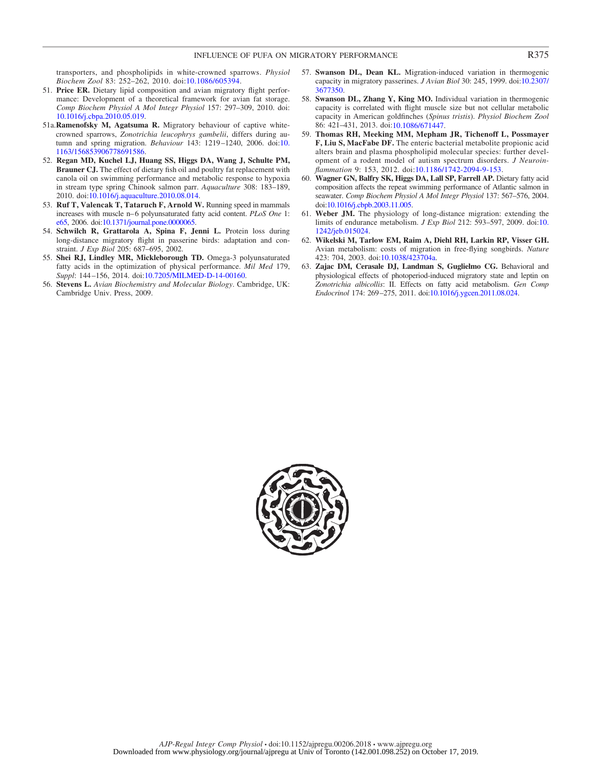transporters, and phospholipids in white-crowned sparrows. *Physiol Biochem Zool* 83: 252–262, 2010. doi:10.1086/605394.

51. **Price ER.** Dietary lipid composition and avian migratory flight performance: Development of a theoretical framework for avian fat storage. *Comp Biochem Physiol A Mol Integr Physiol* 157: 297–309, 2010. doi:10.1016/j.cbpa.2010.05.019.

51a. **Ramenofsky M, Agatsuma R.** Migratory behaviour of captive white-crowned sparrows, *Zonotrichia leucophrys gambelii*, differs during autumn and spring migration. *Behaviour* 143: 1219–1240, 2006. doi:10.1163/156853906778691586.

52. **Regan MD, Kuchel LJ, Huang SS, Higgs DA, Wang J, Schulte PM, Brauner CJ.** The effect of dietary fish oil and poultry fat replacement with canola oil on swimming performance and metabolic response to hypoxia in stream type spring Chinook salmon parr. *Aquaculture* 308: 183–189, 2010. doi:10.1016/j.aquaculture.2010.08.014.

53. **Ruf T, Valencak T, Tataruch F, Arnold W.** Running speed in mammals increases with muscle n–6 polyunsaturated fatty acid content. *PLoS One* 1: e65, 2006. doi:10.1371/journal.pone.0000065.

54. **Schwilch R, Grattarola A, Spina F, Jenni L.** Protein loss during long-distance migratory flight in passerine birds: adaptation and constraint. *J Exp Biol* 205: 687–695, 2002.

55. **Shei RJ, Lindley MR, Mickleborough TD.** Omega-3 polyunsaturated fatty acids in the optimization of physical performance. *Mil Med* 179, *Suppl*: 144–156, 2014. doi:10.7205/MILMED-D-14-00160.

56. **Stevens L.** *Avian Biochemistry and Molecular Biology*. Cambridge, UK: Cambridge Univ. Press, 2009.

57. **Swanson DL, Dean KL.** Migration-induced variation in thermogenic capacity in migratory passerines. *J Avian Biol* 30: 245, 1999. doi:10.2307/3677350.

58. **Swanson DL, Zhang Y, King MO.** Individual variation in thermogenic capacity is correlated with flight muscle size but not cellular metabolic capacity in American goldfinches (*Spinus tristis*). *Physiol Biochem Zool* 86: 421–431, 2013. doi:10.1086/671447.

59. **Thomas RH, Meeking MM, Mepham JR, Tichenoff L, Possmayer F, Liu S, MacFabe DF.** The enteric bacterial metabolite propionic acid alters brain and plasma phospholipid molecular species: further development of a rodent model of autism spectrum disorders. *J Neuroinflammation* 9: 153, 2012. doi:10.1186/1742-2094-9-153.

60. **Wagner GN, Balfry SK, Higgs DA, Lall SP, Farrell AP.** Dietary fatty acid composition affects the repeat swimming performance of Atlantic salmon in seawater. *Comp Biochem Physiol A Mol Integr Physiol* 137: 567–576, 2004. doi:10.1016/j.cbpb.2003.11.005.

61. **Weber JM.** The physiology of long-distance migration: extending the limits of endurance metabolism. *J Exp Biol* 212: 593–597, 2009. doi:10.1242/jeb.015024.

62. **Wikelski M, Tarlow EM, Raim A, Diehl RH, Larkin RP, Visser GH.** Avian metabolism: costs of migration in free-flying songbirds. *Nature* 423: 704, 2003. doi:10.1038/423704a.

63. **Zajac DM, Cerasale DJ, Landman S, Guglielmo CG.** Behavioral and physiological effects of photoperiod-induced migratory state and leptin on *Zonotrichia albicollis*: II. Effects on fatty acid metabolism. *Gen Comp Endocrinol* 174: 269–275, 2011. doi:10.1016/j.ygcen.2011.08.024.